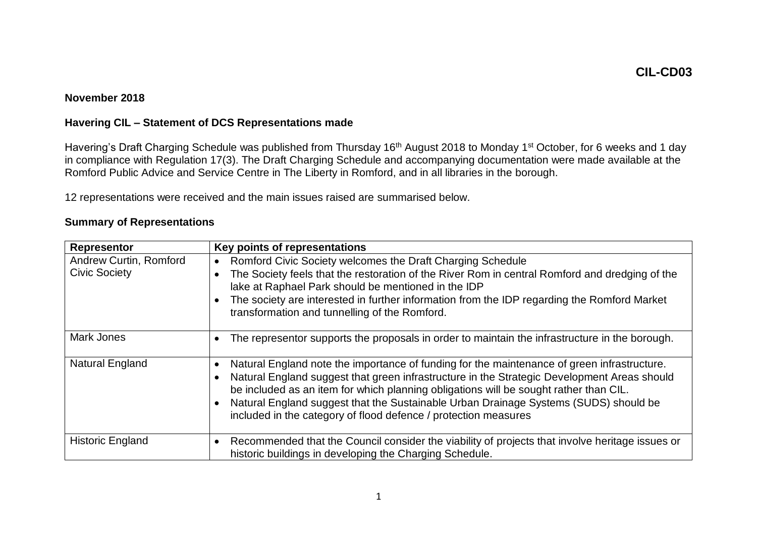CIL-CD03

**November 2018**

**Havering CIL – Statement of DCS Representations made**

Havering's Draft Charging Schedule was published from Thursday 16th August 2018 to Monday 1st October, for 6 weeks and 1 day in compliance with Regulation 17(3). The Draft Charging Schedule and accompanying documentation were made available at the Romford Public Advice and Service Centre in The Liberty in Romford, and in all libraries in the borough.

12 representations were received and the main issues raised are summarised below.

**Summary of Representations**

| Representor | Key points of representations |
|---|---|
| Andrew Curtin, Romford Civic Society | • Romford Civic Society welcomes the Draft Charging Schedule<br>• The Society feels that the restoration of the River Rom in central Romford and dredging of the lake at Raphael Park should be mentioned in the IDP<br>• The society are interested in further information from the IDP regarding the Romford Market transformation and tunnelling of the Romford. |
| Mark Jones | • The representor supports the proposals in order to maintain the infrastructure in the borough. |
| Natural England | • Natural England note the importance of funding for the maintenance of green infrastructure.<br>• Natural England suggest that green infrastructure in the Strategic Development Areas should be included as an item for which planning obligations will be sought rather than CIL.<br>• Natural England suggest that the Sustainable Urban Drainage Systems (SUDS) should be included in the category of flood defence / protection measures |
| Historic England | • Recommended that the Council consider the viability of projects that involve heritage issues or historic buildings in developing the Charging Schedule. |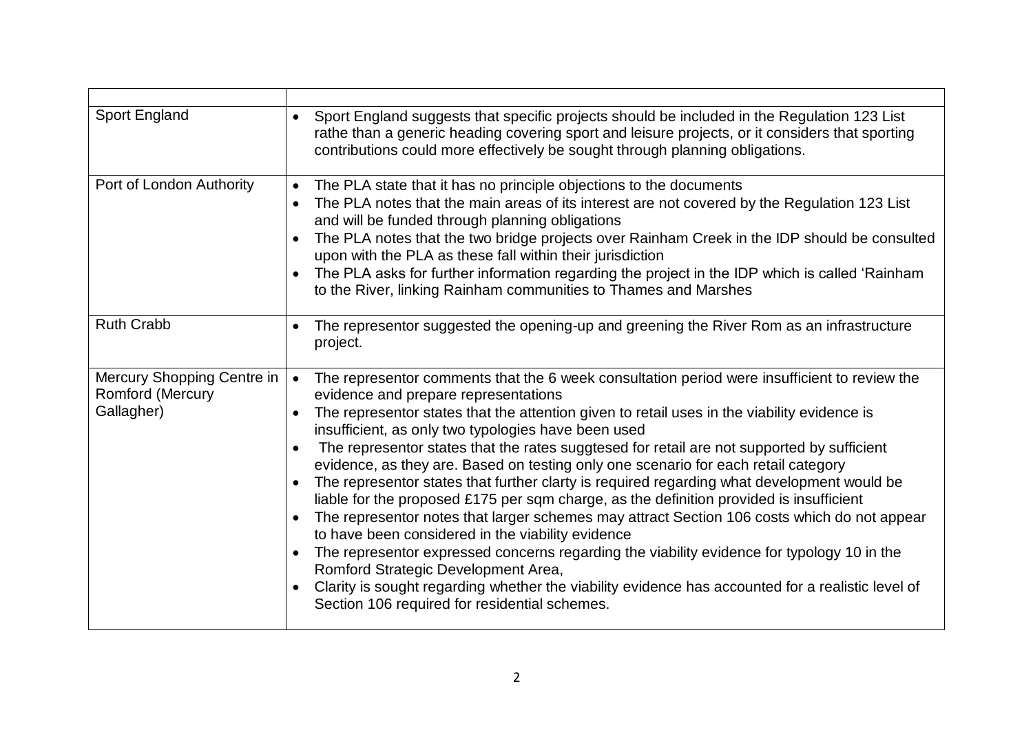| | |
|---|---|
| Sport England | • Sport England suggests that specific projects should be included in the Regulation 123 List rathe than a generic heading covering sport and leisure projects, or it considers that sporting contributions could more effectively be sought through planning obligations. |
| Port of London Authority | • The PLA state that it has no principle objections to the documents<br>• The PLA notes that the main areas of its interest are not covered by the Regulation 123 List and will be funded through planning obligations<br>• The PLA notes that the two bridge projects over Rainham Creek in the IDP should be consulted upon with the PLA as these fall within their jurisdiction<br>• The PLA asks for further information regarding the project in the IDP which is called 'Rainham to the River, linking Rainham communities to Thames and Marshes |
| Ruth Crabb | • The representor suggested the opening-up and greening the River Rom as an infrastructure project. |
| Mercury Shopping Centre in Romford (Mercury Gallagher) | • The representor comments that the 6 week consultation period were insufficient to review the evidence and prepare representations<br>• The representor states that the attention given to retail uses in the viability evidence is insufficient, as only two typologies have been used<br>• The representor states that the rates suggtesed for retail are not supported by sufficient evidence, as they are. Based on testing only one scenario for each retail category<br>• The representor states that further clarty is required regarding what development would be liable for the proposed £175 per sqm charge, as the definition provided is insufficient<br>• The representor notes that larger schemes may attract Section 106 costs which do not appear to have been considered in the viability evidence<br>• The representor expressed concerns regarding the viability evidence for typology 10 in the Romford Strategic Development Area,<br>• Clarity is sought regarding whether the viability evidence has accounted for a realistic level of Section 106 required for residential schemes. |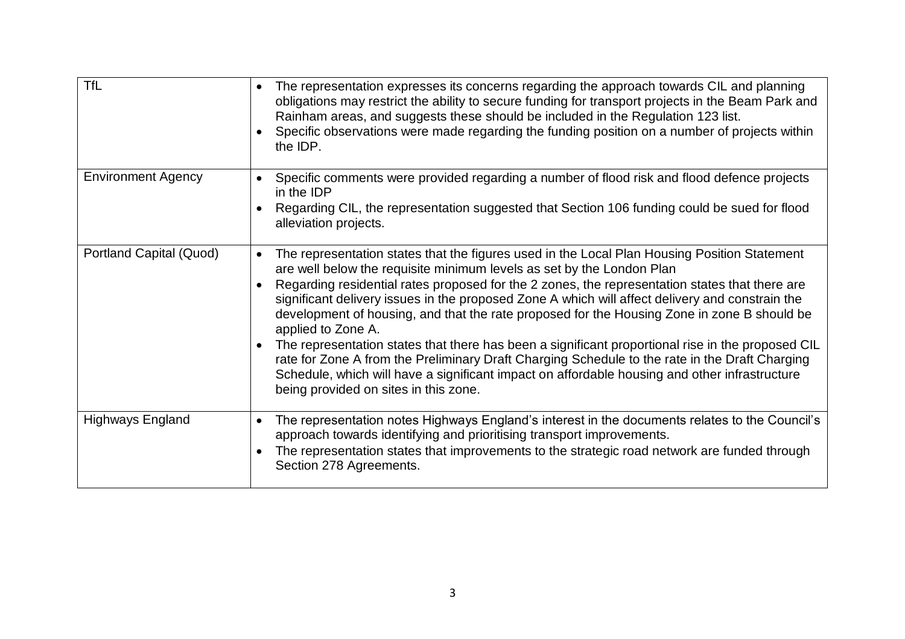| | |
|---|---|
| TfL | • The representation expresses its concerns regarding the approach towards CIL and planning obligations may restrict the ability to secure funding for transport projects in the Beam Park and Rainham areas, and suggests these should be included in the Regulation 123 list.<br>• Specific observations were made regarding the funding position on a number of projects within the IDP. |
| Environment Agency | • Specific comments were provided regarding a number of flood risk and flood defence projects in the IDP<br>• Regarding CIL, the representation suggested that Section 106 funding could be sued for flood alleviation projects. |
| Portland Capital (Quod) | • The representation states that the figures used in the Local Plan Housing Position Statement are well below the requisite minimum levels as set by the London Plan<br>• Regarding residential rates proposed for the 2 zones, the representation states that there are significant delivery issues in the proposed Zone A which will affect delivery and constrain the development of housing, and that the rate proposed for the Housing Zone in zone B should be applied to Zone A.<br>• The representation states that there has been a significant proportional rise in the proposed CIL rate for Zone A from the Preliminary Draft Charging Schedule to the rate in the Draft Charging Schedule, which will have a significant impact on affordable housing and other infrastructure being provided on sites in this zone. |
| Highways England | • The representation notes Highways England's interest in the documents relates to the Council's approach towards identifying and prioritising transport improvements.<br>• The representation states that improvements to the strategic road network are funded through Section 278 Agreements. |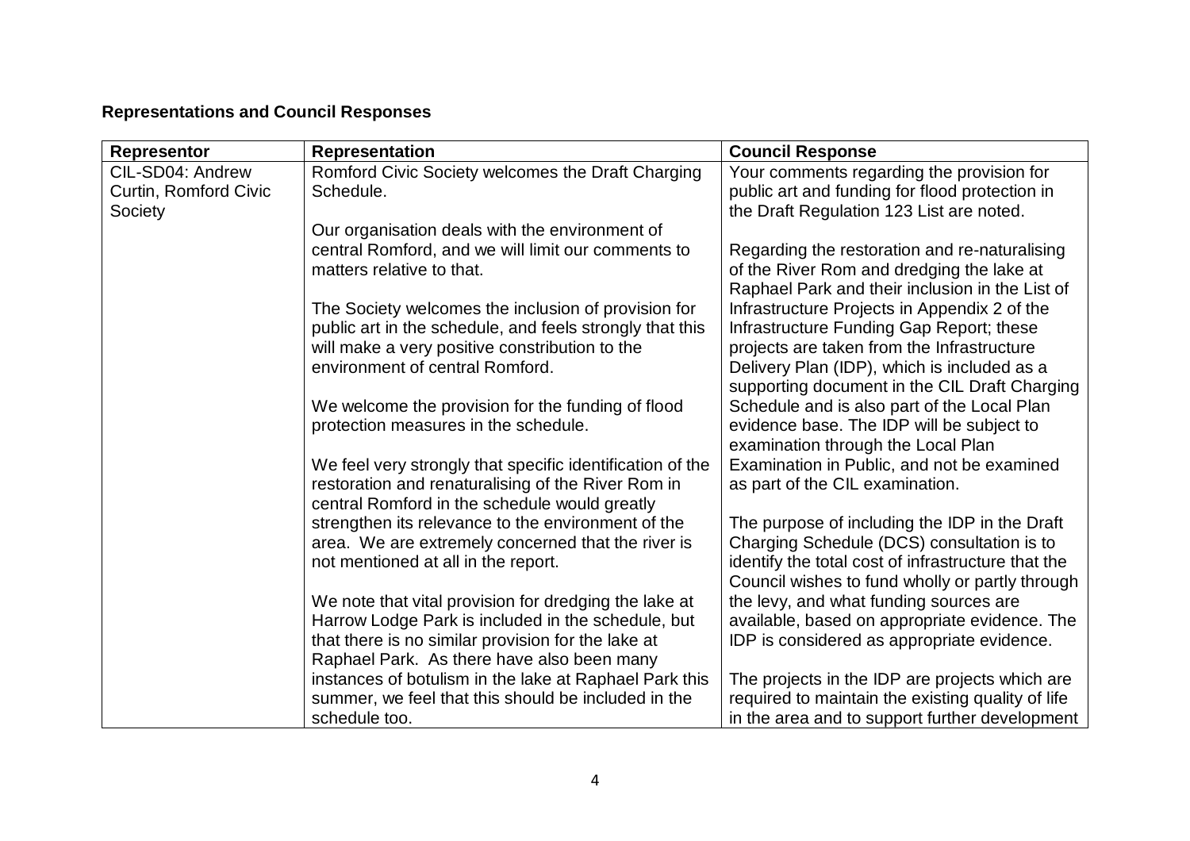**Representations and Council Responses**

| Representor | Representation | Council Response |
|---|---|---|
| CIL-SD04: Andrew Curtin, Romford Civic Society | Romford Civic Society welcomes the Draft Charging Schedule.<br><br>Our organisation deals with the environment of central Romford, and we will limit our comments to matters relative to that.<br><br>The Society welcomes the inclusion of provision for public art in the schedule, and feels strongly that this will make a very positive constribution to the environment of central Romford.<br><br>We welcome the provision for the funding of flood protection measures in the schedule.<br><br>We feel very strongly that specific identification of the restoration and renaturalising of the River Rom in central Romford in the schedule would greatly strengthen its relevance to the environment of the area. We are extremely concerned that the river is not mentioned at all in the report.<br><br>We note that vital provision for dredging the lake at Harrow Lodge Park is included in the schedule, but that there is no similar provision for the lake at Raphael Park. As there have also been many instances of botulism in the lake at Raphael Park this summer, we feel that this should be included in the schedule too. | Your comments regarding the provision for public art and funding for flood protection in the Draft Regulation 123 List are noted.<br><br>Regarding the restoration and re-naturalising of the River Rom and dredging the lake at Raphael Park and their inclusion in the List of Infrastructure Projects in Appendix 2 of the Infrastructure Funding Gap Report; these projects are taken from the Infrastructure Delivery Plan (IDP), which is included as a supporting document in the CIL Draft Charging Schedule and is also part of the Local Plan evidence base. The IDP will be subject to examination through the Local Plan Examination in Public, and not be examined as part of the CIL examination.<br><br>The purpose of including the IDP in the Draft Charging Schedule (DCS) consultation is to identify the total cost of infrastructure that the Council wishes to fund wholly or partly through the levy, and what funding sources are available, based on appropriate evidence. The IDP is considered as appropriate evidence.<br><br>The projects in the IDP are projects which are required to maintain the existing quality of life in the area and to support further development |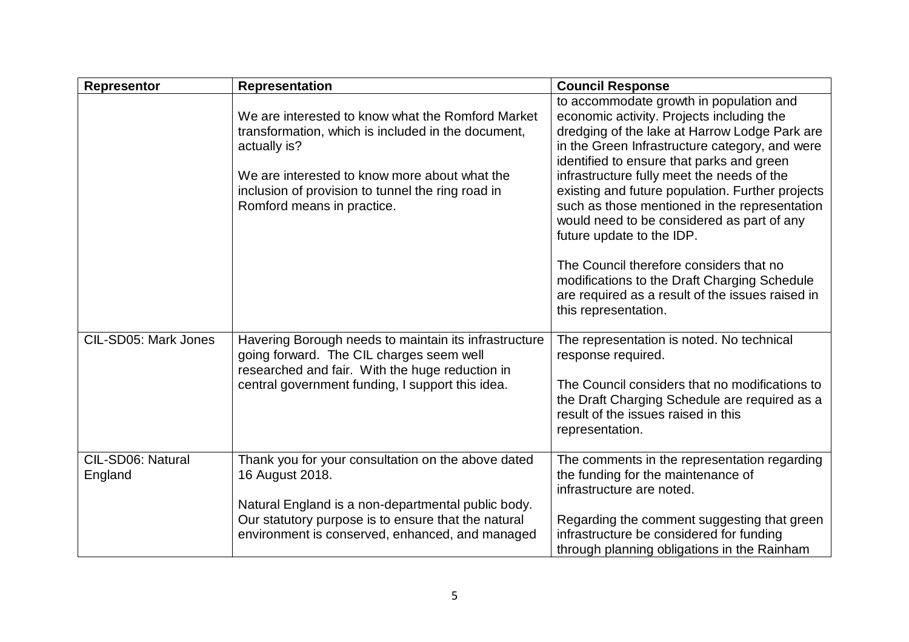| Representor | Representation | Council Response |
|---|---|---|
| | We are interested to know what the Romford Market transformation, which is included in the document, actually is?<br><br>We are interested to know more about what the inclusion of provision to tunnel the ring road in Romford means in practice. | to accommodate growth in population and economic activity. Projects including the dredging of the lake at Harrow Lodge Park are in the Green Infrastructure category, and were identified to ensure that parks and green infrastructure fully meet the needs of the existing and future population. Further projects such as those mentioned in the representation would need to be considered as part of any future update to the IDP.<br><br>The Council therefore considers that no modifications to the Draft Charging Schedule are required as a result of the issues raised in this representation. |
| CIL-SD05: Mark Jones | Havering Borough needs to maintain its infrastructure going forward. The CIL charges seem well researched and fair. With the huge reduction in central government funding, I support this idea. | The representation is noted. No technical response required.<br><br>The Council considers that no modifications to the Draft Charging Schedule are required as a result of the issues raised in this representation. |
| CIL-SD06: Natural England | Thank you for your consultation on the above dated 16 August 2018.<br><br>Natural England is a non-departmental public body. Our statutory purpose is to ensure that the natural environment is conserved, enhanced, and managed | The comments in the representation regarding the funding for the maintenance of infrastructure are noted.<br><br>Regarding the comment suggesting that green infrastructure be considered for funding through planning obligations in the Rainham |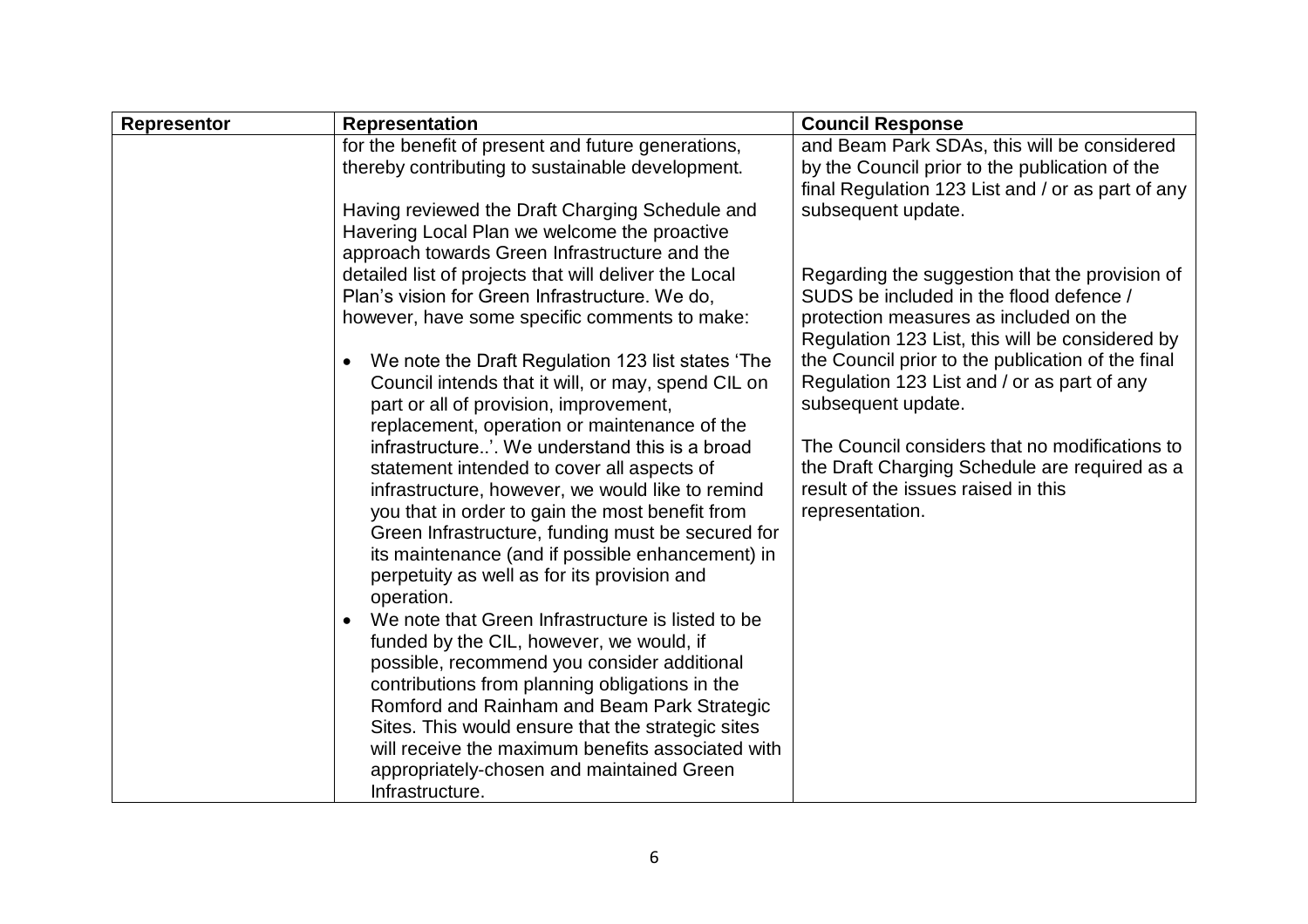| Representor | Representation | Council Response |
| --- | --- | --- |
| | for the benefit of present and future generations, thereby contributing to sustainable development.<br><br>Having reviewed the Draft Charging Schedule and Havering Local Plan we welcome the proactive approach towards Green Infrastructure and the detailed list of projects that will deliver the Local Plan's vision for Green Infrastructure. We do, however, have some specific comments to make:<br><br>• We note the Draft Regulation 123 list states 'The Council intends that it will, or may, spend CIL on part or all of provision, improvement, replacement, operation or maintenance of the infrastructure..'. We understand this is a broad statement intended to cover all aspects of infrastructure, however, we would like to remind you that in order to gain the most benefit from Green Infrastructure, funding must be secured for its maintenance (and if possible enhancement) in perpetuity as well as for its provision and operation.<br>• We note that Green Infrastructure is listed to be funded by the CIL, however, we would, if possible, recommend you consider additional contributions from planning obligations in the Romford and Rainham and Beam Park Strategic Sites. This would ensure that the strategic sites will receive the maximum benefits associated with appropriately-chosen and maintained Green Infrastructure. | and Beam Park SDAs, this will be considered by the Council prior to the publication of the final Regulation 123 List and / or as part of any subsequent update.<br><br>Regarding the suggestion that the provision of SUDS be included in the flood defence / protection measures as included on the Regulation 123 List, this will be considered by the Council prior to the publication of the final Regulation 123 List and / or as part of any subsequent update.<br><br>The Council considers that no modifications to the Draft Charging Schedule are required as a result of the issues raised in this representation. |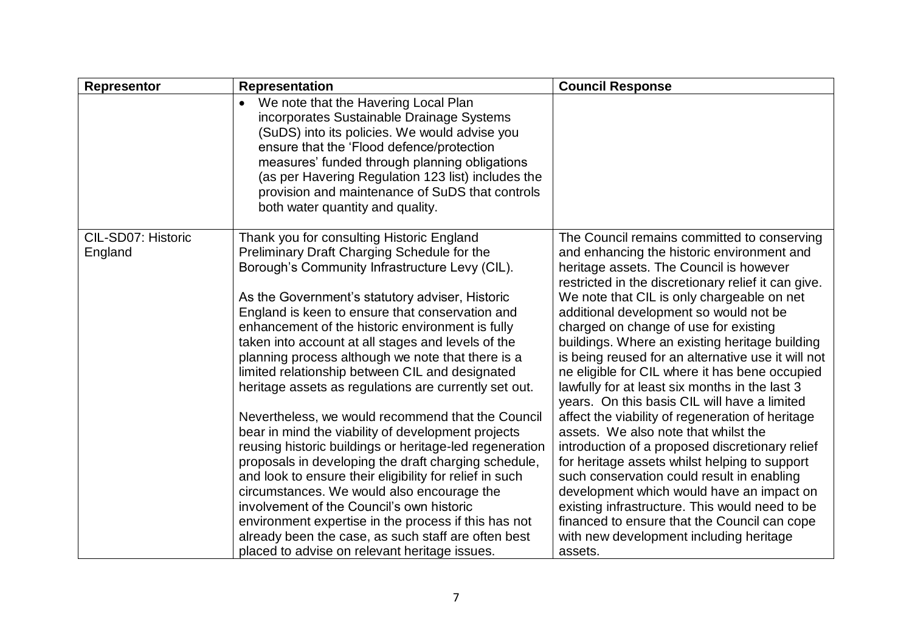| Representor | Representation | Council Response |
| --- | --- | --- |
| | • We note that the Havering Local Plan incorporates Sustainable Drainage Systems (SuDS) into its policies. We would advise you ensure that the 'Flood defence/protection measures' funded through planning obligations (as per Havering Regulation 123 list) includes the provision and maintenance of SuDS that controls both water quantity and quality. | |
| CIL-SD07: Historic England | Thank you for consulting Historic England Preliminary Draft Charging Schedule for the Borough's Community Infrastructure Levy (CIL).<br><br>As the Government's statutory adviser, Historic England is keen to ensure that conservation and enhancement of the historic environment is fully taken into account at all stages and levels of the planning process although we note that there is a limited relationship between CIL and designated heritage assets as regulations are currently set out.<br><br>Nevertheless, we would recommend that the Council bear in mind the viability of development projects reusing historic buildings or heritage-led regeneration proposals in developing the draft charging schedule, and look to ensure their eligibility for relief in such circumstances. We would also encourage the involvement of the Council's own historic environment expertise in the process if this has not already been the case, as such staff are often best placed to advise on relevant heritage issues. | The Council remains committed to conserving and enhancing the historic environment and heritage assets. The Council is however restricted in the discretionary relief it can give. We note that CIL is only chargeable on net additional development so would not be charged on change of use for existing buildings. Where an existing heritage building is being reused for an alternative use it will not ne eligible for CIL where it has bene occupied lawfully for at least six months in the last 3 years. On this basis CIL will have a limited affect the viability of regeneration of heritage assets. We also note that whilst the introduction of a proposed discretionary relief for heritage assets whilst helping to support such conservation could result in enabling development which would have an impact on existing infrastructure. This would need to be financed to ensure that the Council can cope with new development including heritage assets. |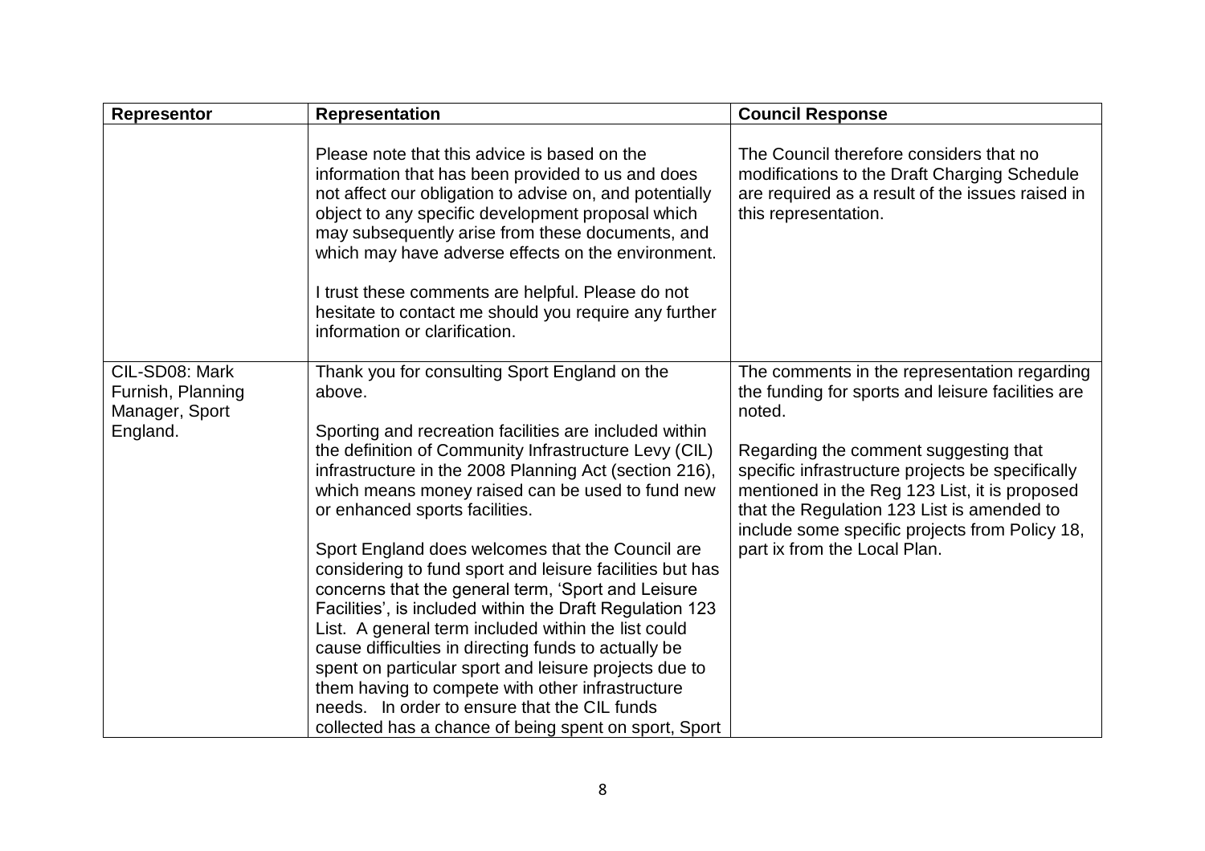| Representor | Representation | Council Response |
|---|---|---|
| | Please note that this advice is based on the information that has been provided to us and does not affect our obligation to advise on, and potentially object to any specific development proposal which may subsequently arise from these documents, and which may have adverse effects on the environment.<br><br>I trust these comments are helpful. Please do not hesitate to contact me should you require any further information or clarification. | The Council therefore considers that no modifications to the Draft Charging Schedule are required as a result of the issues raised in this representation. |
| CIL-SD08: Mark Furnish, Planning Manager, Sport England. | Thank you for consulting Sport England on the above.<br><br>Sporting and recreation facilities are included within the definition of Community Infrastructure Levy (CIL) infrastructure in the 2008 Planning Act (section 216), which means money raised can be used to fund new or enhanced sports facilities.<br><br>Sport England does welcomes that the Council are considering to fund sport and leisure facilities but has concerns that the general term, 'Sport and Leisure Facilities', is included within the Draft Regulation 123 List. A general term included within the list could cause difficulties in directing funds to actually be spent on particular sport and leisure projects due to them having to compete with other infrastructure needs. In order to ensure that the CIL funds collected has a chance of being spent on sport, Sport | The comments in the representation regarding the funding for sports and leisure facilities are noted.<br><br>Regarding the comment suggesting that specific infrastructure projects be specifically mentioned in the Reg 123 List, it is proposed that the Regulation 123 List is amended to include some specific projects from Policy 18, part ix from the Local Plan. |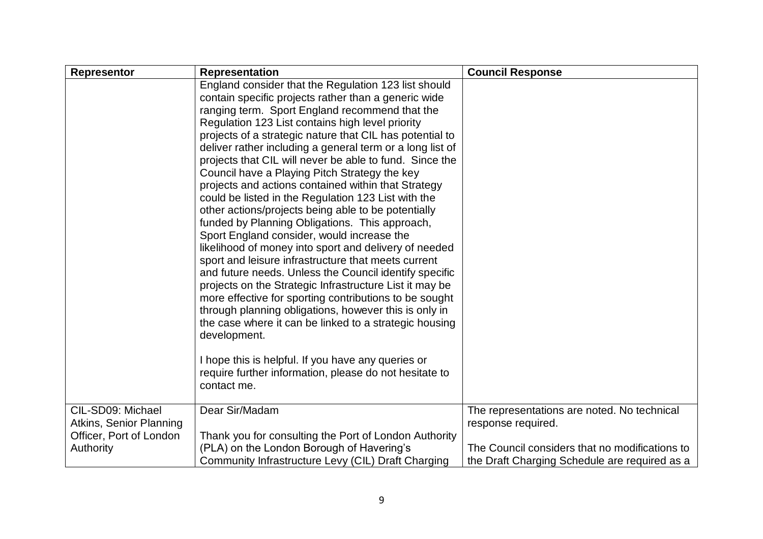| Representor | Representation | Council Response |
| --- | --- | --- |
| | England consider that the Regulation 123 list should contain specific projects rather than a generic wide ranging term. Sport England recommend that the Regulation 123 List contains high level priority projects of a strategic nature that CIL has potential to deliver rather including a general term or a long list of projects that CIL will never be able to fund. Since the Council have a Playing Pitch Strategy the key projects and actions contained within that Strategy could be listed in the Regulation 123 List with the other actions/projects being able to be potentially funded by Planning Obligations. This approach, Sport England consider, would increase the likelihood of money into sport and delivery of needed sport and leisure infrastructure that meets current and future needs. Unless the Council identify specific projects on the Strategic Infrastructure List it may be more effective for sporting contributions to be sought through planning obligations, however this is only in the case where it can be linked to a strategic housing development.<br><br>I hope this is helpful. If you have any queries or require further information, please do not hesitate to contact me. | |
| CIL-SD09: Michael Atkins, Senior Planning Officer, Port of London Authority | Dear Sir/Madam<br><br>Thank you for consulting the Port of London Authority (PLA) on the London Borough of Havering's Community Infrastructure Levy (CIL) Draft Charging | The representations are noted. No technical response required.<br><br>The Council considers that no modifications to the Draft Charging Schedule are required as a |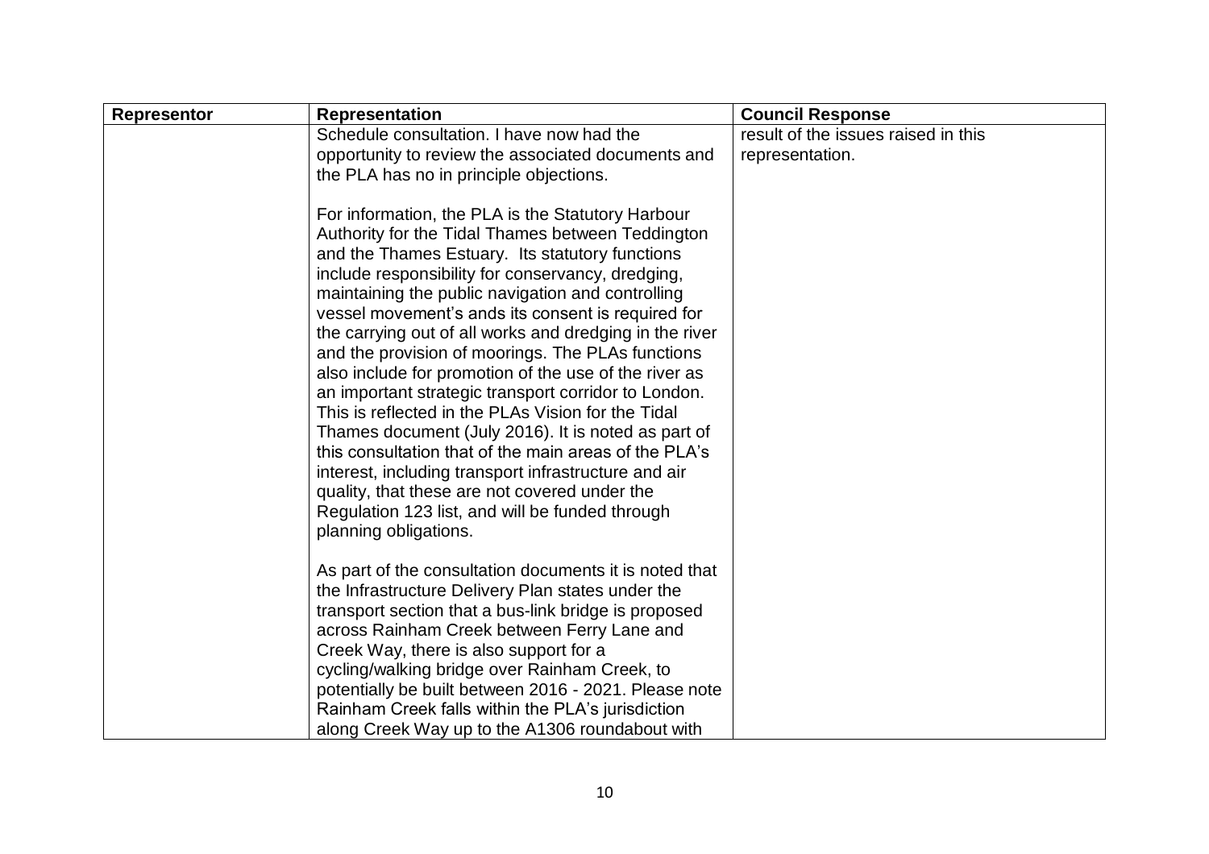| Representor | Representation | Council Response |
| --- | --- | --- |
| | Schedule consultation. I have now had the opportunity to review the associated documents and the PLA has no in principle objections.<br><br>For information, the PLA is the Statutory Harbour Authority for the Tidal Thames between Teddington and the Thames Estuary. Its statutory functions include responsibility for conservancy, dredging, maintaining the public navigation and controlling vessel movement's ands its consent is required for the carrying out of all works and dredging in the river and the provision of moorings. The PLAs functions also include for promotion of the use of the river as an important strategic transport corridor to London. This is reflected in the PLAs Vision for the Tidal Thames document (July 2016). It is noted as part of this consultation that of the main areas of the PLA's interest, including transport infrastructure and air quality, that these are not covered under the Regulation 123 list, and will be funded through planning obligations.<br><br>As part of the consultation documents it is noted that the Infrastructure Delivery Plan states under the transport section that a bus-link bridge is proposed across Rainham Creek between Ferry Lane and Creek Way, there is also support for a cycling/walking bridge over Rainham Creek, to potentially be built between 2016 - 2021. Please note Rainham Creek falls within the PLA's jurisdiction along Creek Way up to the A1306 roundabout with | result of the issues raised in this representation. |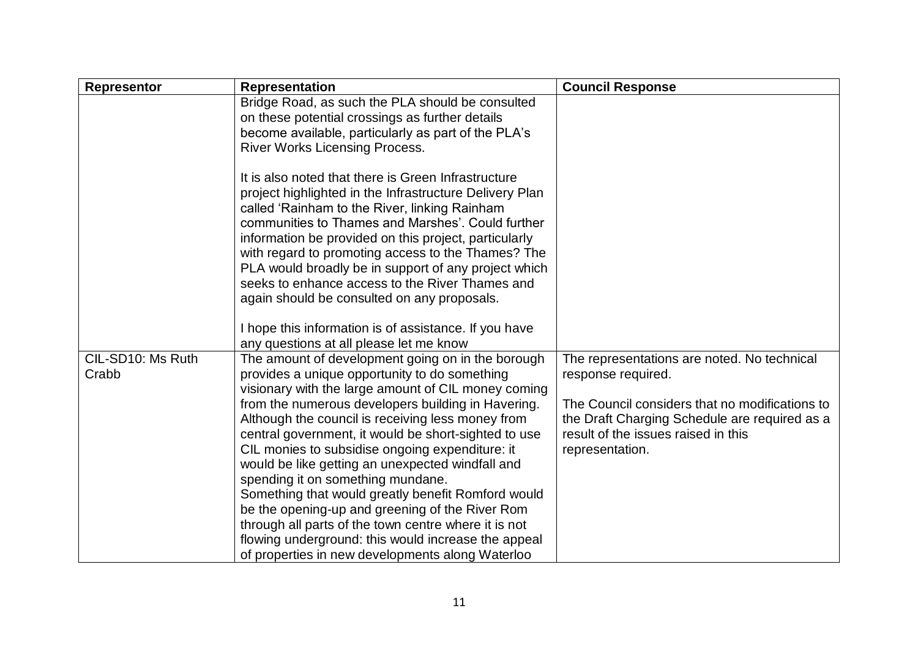| Representor | Representation | Council Response |
| --- | --- | --- |
| | Bridge Road, as such the PLA should be consulted on these potential crossings as further details become available, particularly as part of the PLA's River Works Licensing Process.<br><br>It is also noted that there is Green Infrastructure project highlighted in the Infrastructure Delivery Plan called 'Rainham to the River, linking Rainham communities to Thames and Marshes'. Could further information be provided on this project, particularly with regard to promoting access to the Thames? The PLA would broadly be in support of any project which seeks to enhance access to the River Thames and again should be consulted on any proposals.<br><br>I hope this information is of assistance. If you have any questions at all please let me know | |
| CIL-SD10: Ms Ruth Crabb | The amount of development going on in the borough provides a unique opportunity to do something visionary with the large amount of CIL money coming from the numerous developers building in Havering. Although the council is receiving less money from central government, it would be short-sighted to use CIL monies to subsidise ongoing expenditure: it would be like getting an unexpected windfall and spending it on something mundane.<br>Something that would greatly benefit Romford would be the opening-up and greening of the River Rom through all parts of the town centre where it is not flowing underground: this would increase the appeal of properties in new developments along Waterloo | The representations are noted. No technical response required.<br><br>The Council considers that no modifications to the Draft Charging Schedule are required as a result of the issues raised in this representation. |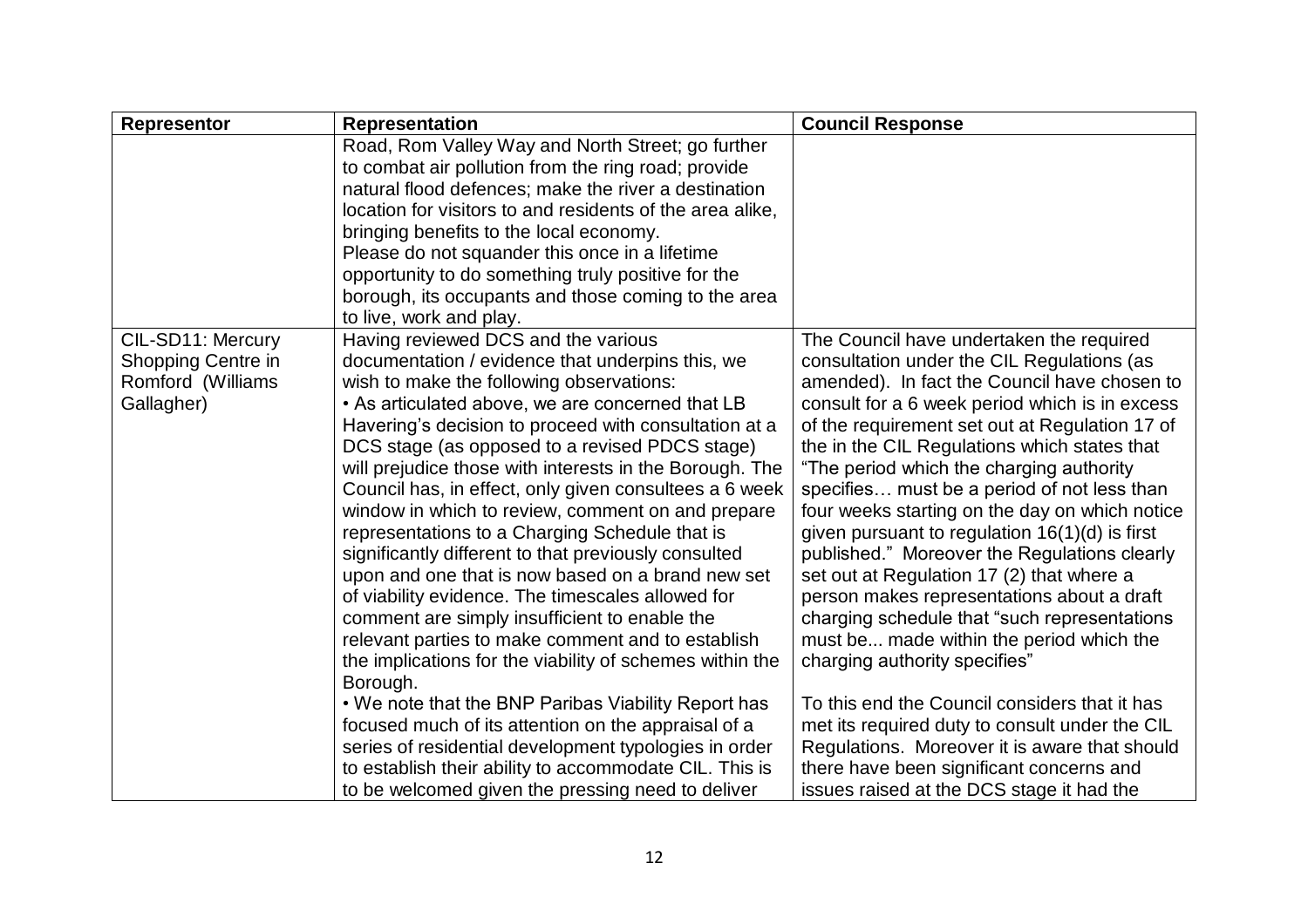| Representor | Representation | Council Response |
|---|---|---|
| | Road, Rom Valley Way and North Street; go further to combat air pollution from the ring road; provide natural flood defences; make the river a destination location for visitors to and residents of the area alike, bringing benefits to the local economy.<br>Please do not squander this once in a lifetime opportunity to do something truly positive for the borough, its occupants and those coming to the area to live, work and play. | |
| CIL-SD11: Mercury Shopping Centre in Romford (Williams Gallagher) | Having reviewed DCS and the various documentation / evidence that underpins this, we wish to make the following observations:<br>• As articulated above, we are concerned that LB Havering's decision to proceed with consultation at a DCS stage (as opposed to a revised PDCS stage) will prejudice those with interests in the Borough. The Council has, in effect, only given consultees a 6 week window in which to review, comment on and prepare representations to a Charging Schedule that is significantly different to that previously consulted upon and one that is now based on a brand new set of viability evidence. The timescales allowed for comment are simply insufficient to enable the relevant parties to make comment and to establish the implications for the viability of schemes within the Borough.<br>• We note that the BNP Paribas Viability Report has focused much of its attention on the appraisal of a series of residential development typologies in order to establish their ability to accommodate CIL. This is to be welcomed given the pressing need to deliver | The Council have undertaken the required consultation under the CIL Regulations (as amended). In fact the Council have chosen to consult for a 6 week period which is in excess of the requirement set out at Regulation 17 of the in the CIL Regulations which states that "The period which the charging authority specifies… must be a period of not less than four weeks starting on the day on which notice given pursuant to regulation 16(1)(d) is first published." Moreover the Regulations clearly set out at Regulation 17 (2) that where a person makes representations about a draft charging schedule that "such representations must be... made within the period which the charging authority specifies"<br><br>To this end the Council considers that it has met its required duty to consult under the CIL Regulations. Moreover it is aware that should there have been significant concerns and issues raised at the DCS stage it had the |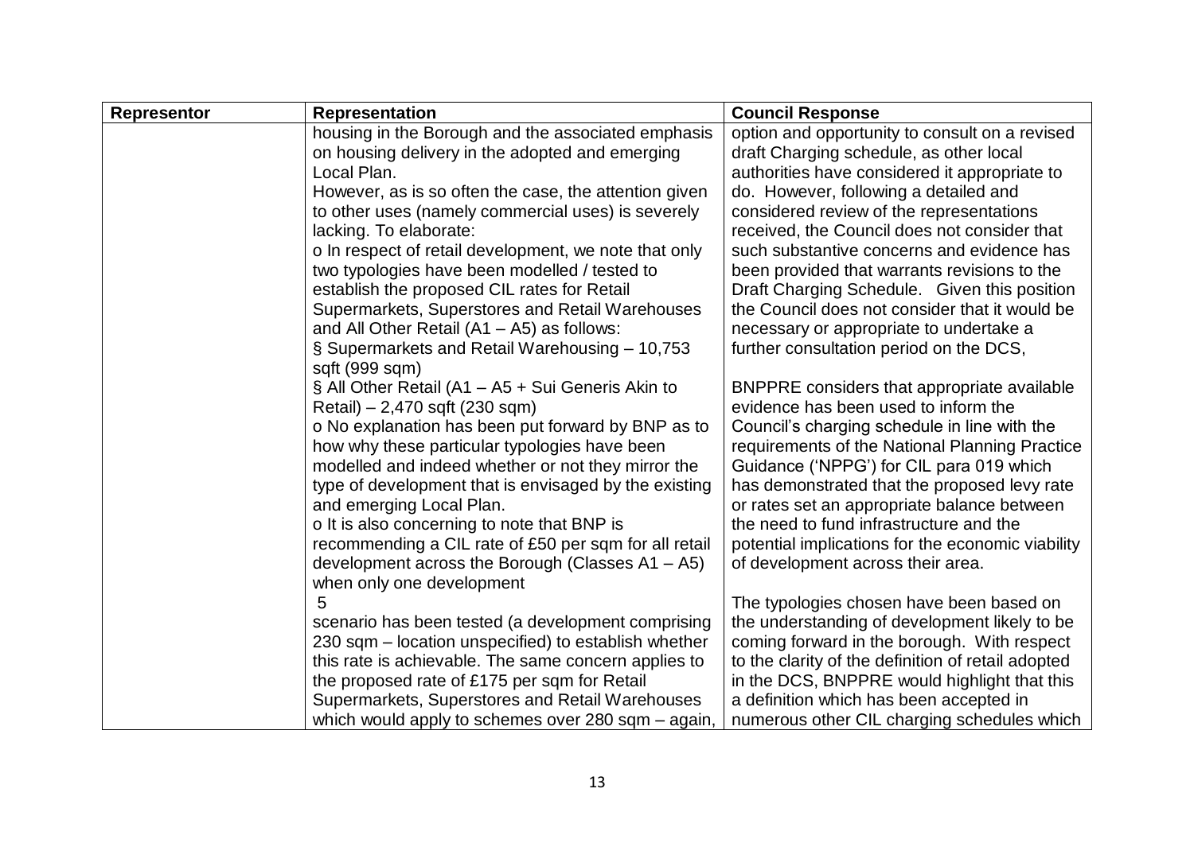| Representor | Representation | Council Response |
| --- | --- | --- |
| | housing in the Borough and the associated emphasis on housing delivery in the adopted and emerging Local Plan.<br>However, as is so often the case, the attention given to other uses (namely commercial uses) is severely lacking. To elaborate:<br>o In respect of retail development, we note that only two typologies have been modelled / tested to establish the proposed CIL rates for Retail Supermarkets, Superstores and Retail Warehouses and All Other Retail (A1 – A5) as follows:<br>§ Supermarkets and Retail Warehousing – 10,753 sqft (999 sqm)<br>§ All Other Retail (A1 – A5 + Sui Generis Akin to Retail) – 2,470 sqft (230 sqm)<br>o No explanation has been put forward by BNP as to how why these particular typologies have been modelled and indeed whether or not they mirror the type of development that is envisaged by the existing and emerging Local Plan.<br>o It is also concerning to note that BNP is recommending a CIL rate of £50 per sqm for all retail development across the Borough (Classes A1 – A5) when only one development<br>5<br>scenario has been tested (a development comprising 230 sqm – location unspecified) to establish whether this rate is achievable. The same concern applies to the proposed rate of £175 per sqm for Retail Supermarkets, Superstores and Retail Warehouses which would apply to schemes over 280 sqm – again, | option and opportunity to consult on a revised draft Charging schedule, as other local authorities have considered it appropriate to do. However, following a detailed and considered review of the representations received, the Council does not consider that such substantive concerns and evidence has been provided that warrants revisions to the Draft Charging Schedule. Given this position the Council does not consider that it would be necessary or appropriate to undertake a further consultation period on the DCS,<br><br>BNPPRE considers that appropriate available evidence has been used to inform the Council's charging schedule in line with the requirements of the National Planning Practice Guidance ('NPPG') for CIL para 019 which has demonstrated that the proposed levy rate or rates set an appropriate balance between the need to fund infrastructure and the potential implications for the economic viability of development across their area.<br><br>The typologies chosen have been based on the understanding of development likely to be coming forward in the borough. With respect to the clarity of the definition of retail adopted in the DCS, BNPPRE would highlight that this a definition which has been accepted in numerous other CIL charging schedules which |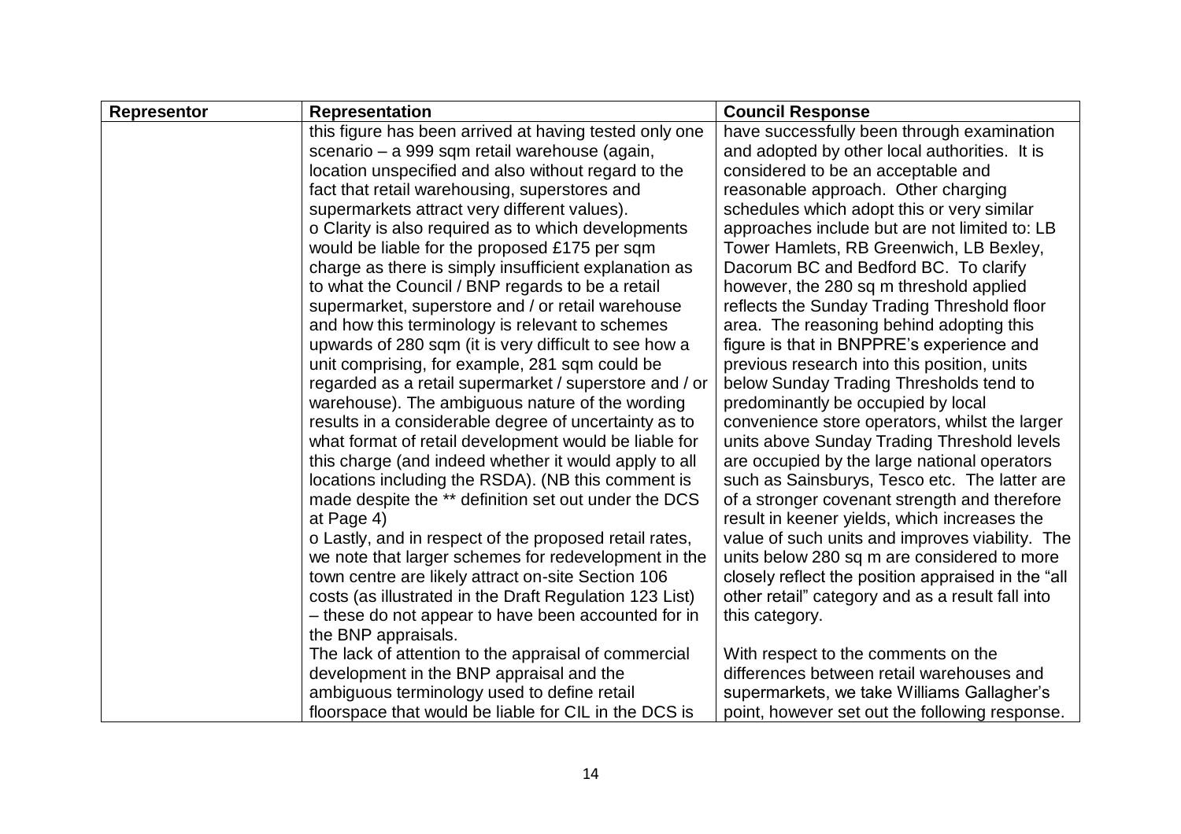| Representor | Representation | Council Response |
| --- | --- | --- |
| | this figure has been arrived at having tested only one scenario – a 999 sqm retail warehouse (again, location unspecified and also without regard to the fact that retail warehousing, superstores and supermarkets attract very different values).<br>o Clarity is also required as to which developments would be liable for the proposed £175 per sqm charge as there is simply insufficient explanation as to what the Council / BNP regards to be a retail supermarket, superstore and / or retail warehouse and how this terminology is relevant to schemes upwards of 280 sqm (it is very difficult to see how a unit comprising, for example, 281 sqm could be regarded as a retail supermarket / superstore and / or warehouse). The ambiguous nature of the wording results in a considerable degree of uncertainty as to what format of retail development would be liable for this charge (and indeed whether it would apply to all locations including the RSDA). (NB this comment is made despite the ** definition set out under the DCS at Page 4)<br>o Lastly, and in respect of the proposed retail rates, we note that larger schemes for redevelopment in the town centre are likely attract on-site Section 106 costs (as illustrated in the Draft Regulation 123 List) – these do not appear to have been accounted for in the BNP appraisals.<br>The lack of attention to the appraisal of commercial development in the BNP appraisal and the ambiguous terminology used to define retail floorspace that would be liable for CIL in the DCS is | have successfully been through examination and adopted by other local authorities. It is considered to be an acceptable and reasonable approach. Other charging schedules which adopt this or very similar approaches include but are not limited to: LB Tower Hamlets, RB Greenwich, LB Bexley, Dacorum BC and Bedford BC. To clarify however, the 280 sq m threshold applied reflects the Sunday Trading Threshold floor area. The reasoning behind adopting this figure is that in BNPPRE's experience and previous research into this position, units below Sunday Trading Thresholds tend to predominantly be occupied by local convenience store operators, whilst the larger units above Sunday Trading Threshold levels are occupied by the large national operators such as Sainsburys, Tesco etc. The latter are of a stronger covenant strength and therefore result in keener yields, which increases the value of such units and improves viability. The units below 280 sq m are considered to more closely reflect the position appraised in the "all other retail" category and as a result fall into this category.<br><br>With respect to the comments on the differences between retail warehouses and supermarkets, we take Williams Gallagher's point, however set out the following response. |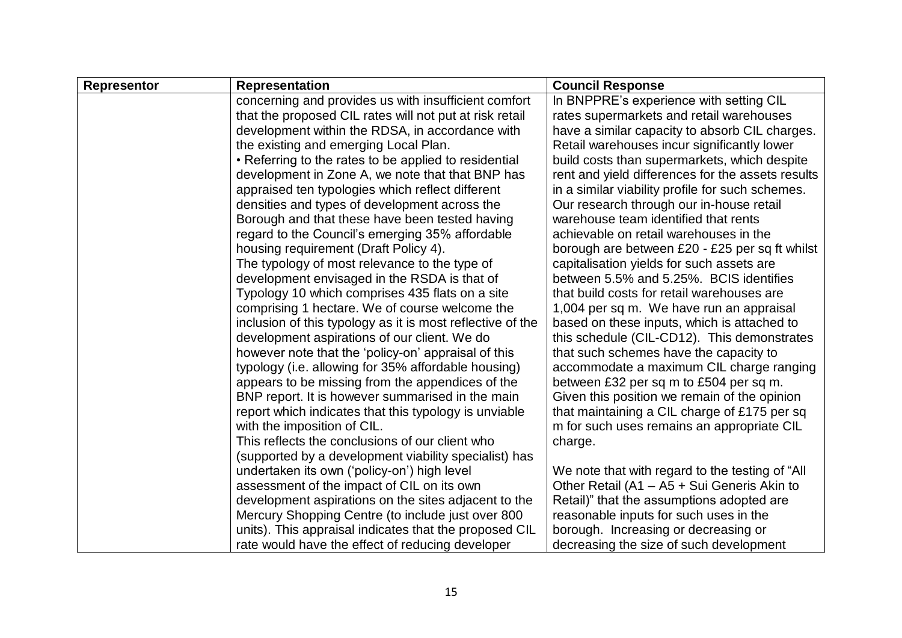| Representor | Representation | Council Response |
|---|---|---|
| | concerning and provides us with insufficient comfort that the proposed CIL rates will not put at risk retail development within the RDSA, in accordance with the existing and emerging Local Plan.<br>• Referring to the rates to be applied to residential development in Zone A, we note that that BNP has appraised ten typologies which reflect different densities and types of development across the Borough and that these have been tested having regard to the Council's emerging 35% affordable housing requirement (Draft Policy 4).<br>The typology of most relevance to the type of development envisaged in the RSDA is that of Typology 10 which comprises 435 flats on a site comprising 1 hectare. We of course welcome the inclusion of this typology as it is most reflective of the development aspirations of our client. We do however note that the 'policy-on' appraisal of this typology (i.e. allowing for 35% affordable housing) appears to be missing from the appendices of the BNP report. It is however summarised in the main report which indicates that this typology is unviable with the imposition of CIL.<br>This reflects the conclusions of our client who (supported by a development viability specialist) has undertaken its own ('policy-on') high level assessment of the impact of CIL on its own development aspirations on the sites adjacent to the Mercury Shopping Centre (to include just over 800 units). This appraisal indicates that the proposed CIL rate would have the effect of reducing developer | In BNPPRE's experience with setting CIL rates supermarkets and retail warehouses have a similar capacity to absorb CIL charges. Retail warehouses incur significantly lower build costs than supermarkets, which despite rent and yield differences for the assets results in a similar viability profile for such schemes. Our research through our in-house retail warehouse team identified that rents achievable on retail warehouses in the borough are between £20 - £25 per sq ft whilst capitalisation yields for such assets are between 5.5% and 5.25%. BCIS identifies that build costs for retail warehouses are 1,004 per sq m. We have run an appraisal based on these inputs, which is attached to this schedule (CIL-CD12). This demonstrates that such schemes have the capacity to accommodate a maximum CIL charge ranging between £32 per sq m to £504 per sq m. Given this position we remain of the opinion that maintaining a CIL charge of £175 per sq m for such uses remains an appropriate CIL charge.<br><br>We note that with regard to the testing of "All Other Retail (A1 – A5 + Sui Generis Akin to Retail)" that the assumptions adopted are reasonable inputs for such uses in the borough. Increasing or decreasing or decreasing the size of such development |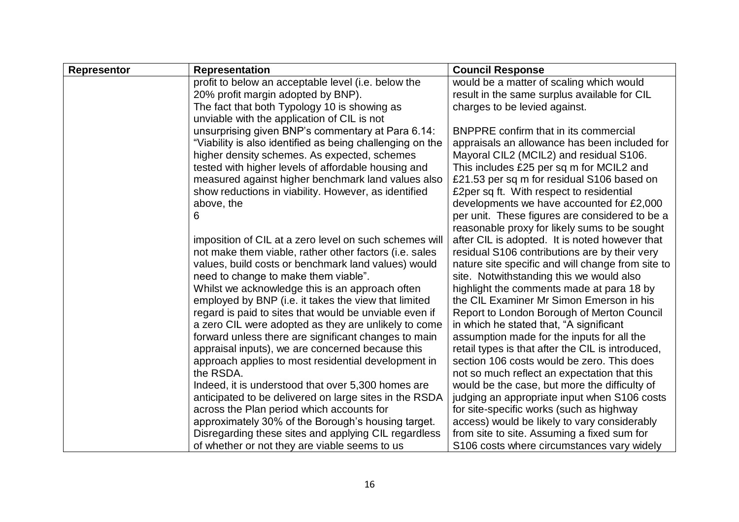| Representor | Representation | Council Response |
|---|---|---|
| | profit to below an acceptable level (i.e. below the 20% profit margin adopted by BNP).<br>The fact that both Typology 10 is showing as unviable with the application of CIL is not unsurprising given BNP's commentary at Para 6.14: "Viability is also identified as being challenging on the higher density schemes. As expected, schemes tested with higher levels of affordable housing and measured against higher benchmark land values also show reductions in viability. However, as identified above, the<br>6<br><br>imposition of CIL at a zero level on such schemes will not make them viable, rather other factors (i.e. sales values, build costs or benchmark land values) would need to change to make them viable".<br>Whilst we acknowledge this is an approach often employed by BNP (i.e. it takes the view that limited regard is paid to sites that would be unviable even if a zero CIL were adopted as they are unlikely to come forward unless there are significant changes to main appraisal inputs), we are concerned because this approach applies to most residential development in the RSDA.<br>Indeed, it is understood that over 5,300 homes are anticipated to be delivered on large sites in the RSDA across the Plan period which accounts for approximately 30% of the Borough's housing target.<br>Disregarding these sites and applying CIL regardless of whether or not they are viable seems to us | would be a matter of scaling which would result in the same surplus available for CIL charges to be levied against.<br><br>BNPPRE confirm that in its commercial appraisals an allowance has been included for Mayoral CIL2 (MCIL2) and residual S106. This includes £25 per sq m for MCIL2 and £21.53 per sq m for residual S106 based on £2per sq ft. With respect to residential developments we have accounted for £2,000 per unit. These figures are considered to be a reasonable proxy for likely sums to be sought after CIL is adopted. It is noted however that residual S106 contributions are by their very nature site specific and will change from site to site. Notwithstanding this we would also highlight the comments made at para 18 by the CIL Examiner Mr Simon Emerson in his Report to London Borough of Merton Council in which he stated that, "A significant assumption made for the inputs for all the retail types is that after the CIL is introduced, section 106 costs would be zero. This does not so much reflect an expectation that this would be the case, but more the difficulty of judging an appropriate input when S106 costs for site-specific works (such as highway access) would be likely to vary considerably from site to site. Assuming a fixed sum for S106 costs where circumstances vary widely |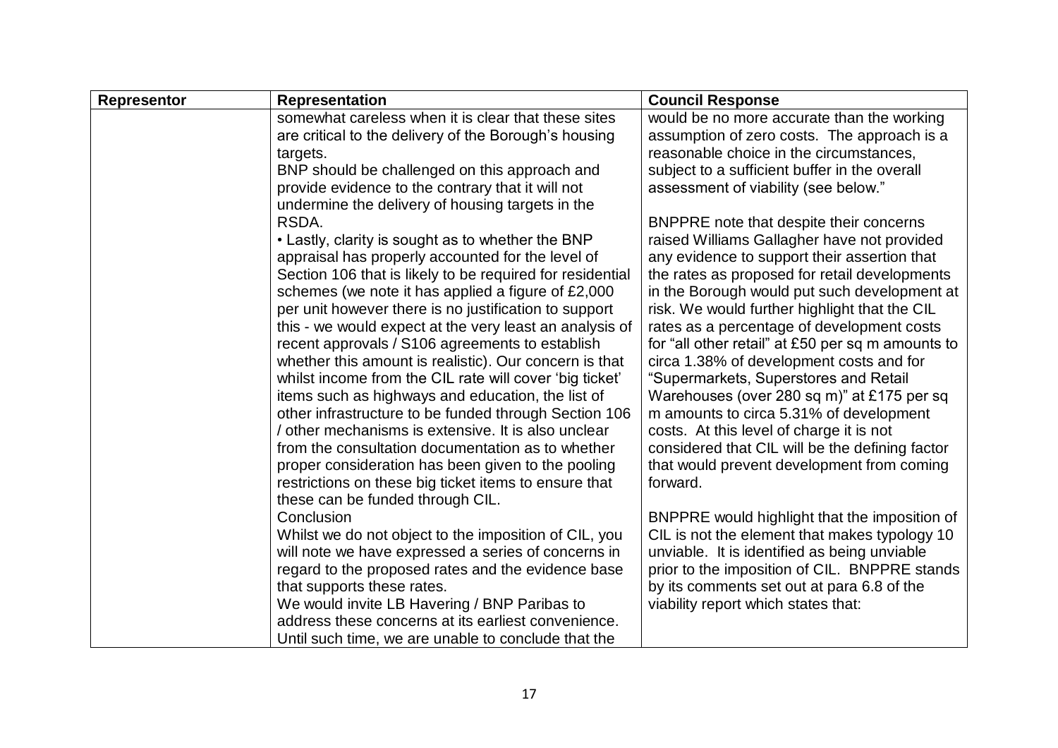| Representor | Representation | Council Response |
|---|---|---|
| | somewhat careless when it is clear that these sites are critical to the delivery of the Borough's housing targets.<br>BNP should be challenged on this approach and provide evidence to the contrary that it will not undermine the delivery of housing targets in the RSDA.<br>• Lastly, clarity is sought as to whether the BNP appraisal has properly accounted for the level of Section 106 that is likely to be required for residential schemes (we note it has applied a figure of £2,000 per unit however there is no justification to support this - we would expect at the very least an analysis of recent approvals / S106 agreements to establish whether this amount is realistic). Our concern is that whilst income from the CIL rate will cover 'big ticket' items such as highways and education, the list of other infrastructure to be funded through Section 106 / other mechanisms is extensive. It is also unclear from the consultation documentation as to whether proper consideration has been given to the pooling restrictions on these big ticket items to ensure that these can be funded through CIL.<br>Conclusion<br>Whilst we do not object to the imposition of CIL, you will note we have expressed a series of concerns in regard to the proposed rates and the evidence base that supports these rates.<br>We would invite LB Havering / BNP Paribas to address these concerns at its earliest convenience.<br>Until such time, we are unable to conclude that the | would be no more accurate than the working assumption of zero costs. The approach is a reasonable choice in the circumstances, subject to a sufficient buffer in the overall assessment of viability (see below."<br><br>BNPPRE note that despite their concerns raised Williams Gallagher have not provided any evidence to support their assertion that the rates as proposed for retail developments in the Borough would put such development at risk. We would further highlight that the CIL rates as a percentage of development costs for "all other retail" at £50 per sq m amounts to circa 1.38% of development costs and for "Supermarkets, Superstores and Retail Warehouses (over 280 sq m)" at £175 per sq m amounts to circa 5.31% of development costs. At this level of charge it is not considered that CIL will be the defining factor that would prevent development from coming forward.<br><br>BNPPRE would highlight that the imposition of CIL is not the element that makes typology 10 unviable. It is identified as being unviable prior to the imposition of CIL. BNPPRE stands by its comments set out at para 6.8 of the viability report which states that: |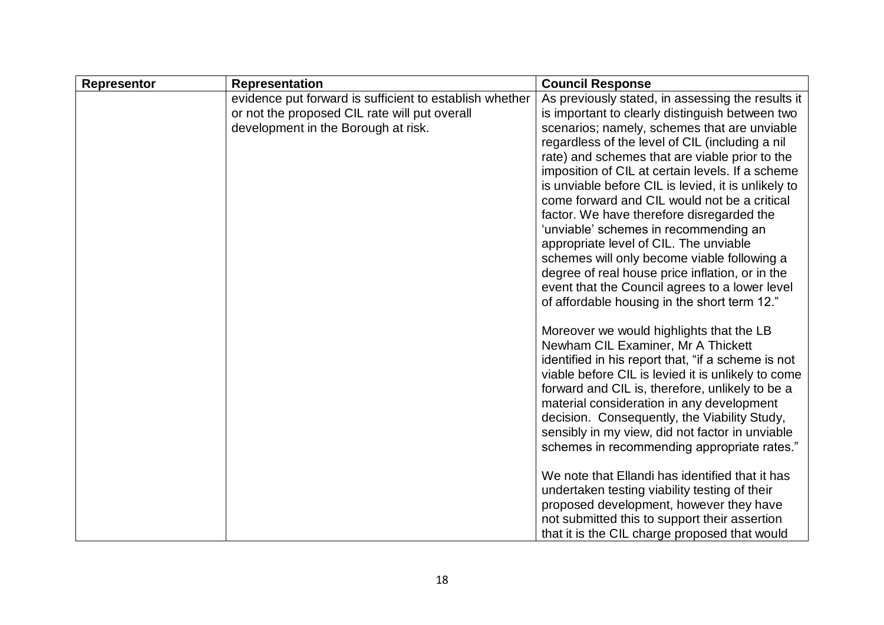| Representor | Representation | Council Response |
| --- | --- | --- |
| | evidence put forward is sufficient to establish whether or not the proposed CIL rate will put overall development in the Borough at risk. | As previously stated, in assessing the results it is important to clearly distinguish between two scenarios; namely, schemes that are unviable regardless of the level of CIL (including a nil rate) and schemes that are viable prior to the imposition of CIL at certain levels. If a scheme is unviable before CIL is levied, it is unlikely to come forward and CIL would not be a critical factor. We have therefore disregarded the 'unviable' schemes in recommending an appropriate level of CIL. The unviable schemes will only become viable following a degree of real house price inflation, or in the event that the Council agrees to a lower level of affordable housing in the short term 12."<br><br>Moreover we would highlights that the LB Newham CIL Examiner, Mr A Thickett identified in his report that, "if a scheme is not viable before CIL is levied it is unlikely to come forward and CIL is, therefore, unlikely to be a material consideration in any development decision. Consequently, the Viability Study, sensibly in my view, did not factor in unviable schemes in recommending appropriate rates."<br><br>We note that Ellandi has identified that it has undertaken testing viability testing of their proposed development, however they have not submitted this to support their assertion that it is the CIL charge proposed that would |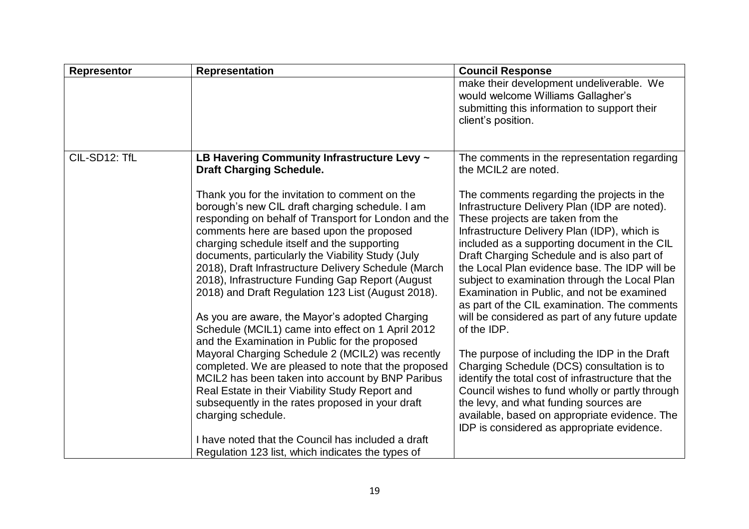| Representor | Representation | Council Response |
|---|---|---|
| | | make their development undeliverable. We would welcome Williams Gallagher's submitting this information to support their client's position. |
| CIL-SD12: TfL | **LB Havering Community Infrastructure Levy ~ Draft Charging Schedule.**<br><br>Thank you for the invitation to comment on the borough's new CIL draft charging schedule. I am responding on behalf of Transport for London and the comments here are based upon the proposed charging schedule itself and the supporting documents, particularly the Viability Study (July 2018), Draft Infrastructure Delivery Schedule (March 2018), Infrastructure Funding Gap Report (August 2018) and Draft Regulation 123 List (August 2018).<br><br>As you are aware, the Mayor's adopted Charging Schedule (MCIL1) came into effect on 1 April 2012 and the Examination in Public for the proposed Mayoral Charging Schedule 2 (MCIL2) was recently completed. We are pleased to note that the proposed MCIL2 has been taken into account by BNP Paribus Real Estate in their Viability Study Report and subsequently in the rates proposed in your draft charging schedule.<br><br>I have noted that the Council has included a draft Regulation 123 list, which indicates the types of | The comments in the representation regarding the MCIL2 are noted.<br><br>The comments regarding the projects in the Infrastructure Delivery Plan (IDP are noted). These projects are taken from the Infrastructure Delivery Plan (IDP), which is included as a supporting document in the CIL Draft Charging Schedule and is also part of the Local Plan evidence base. The IDP will be subject to examination through the Local Plan Examination in Public, and not be examined as part of the CIL examination. The comments will be considered as part of any future update of the IDP.<br><br>The purpose of including the IDP in the Draft Charging Schedule (DCS) consultation is to identify the total cost of infrastructure that the Council wishes to fund wholly or partly through the levy, and what funding sources are available, based on appropriate evidence. The IDP is considered as appropriate evidence. |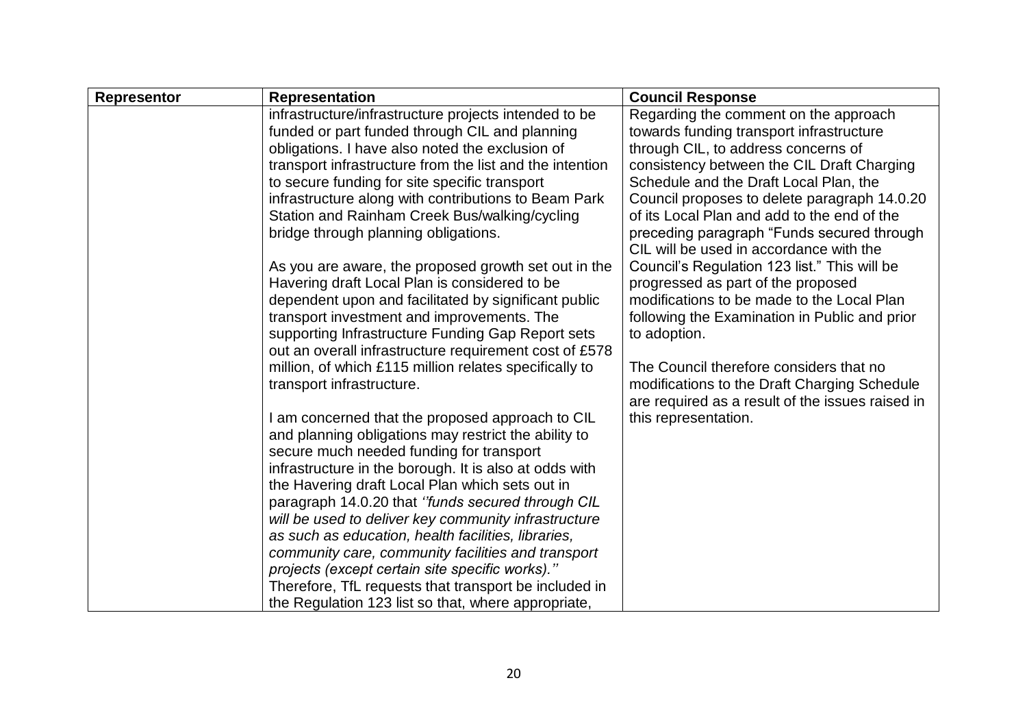| Representor | Representation | Council Response |
| --- | --- | --- |
| | infrastructure/infrastructure projects intended to be funded or part funded through CIL and planning obligations. I have also noted the exclusion of transport infrastructure from the list and the intention to secure funding for site specific transport infrastructure along with contributions to Beam Park Station and Rainham Creek Bus/walking/cycling bridge through planning obligations.<br><br>As you are aware, the proposed growth set out in the Havering draft Local Plan is considered to be dependent upon and facilitated by significant public transport investment and improvements. The supporting Infrastructure Funding Gap Report sets out an overall infrastructure requirement cost of £578 million, of which £115 million relates specifically to transport infrastructure.<br><br>I am concerned that the proposed approach to CIL and planning obligations may restrict the ability to secure much needed funding for transport infrastructure in the borough. It is also at odds with the Havering draft Local Plan which sets out in paragraph 14.0.20 that *''funds secured through CIL will be used to deliver key community infrastructure as such as education, health facilities, libraries, community care, community facilities and transport projects (except certain site specific works).''* Therefore, TfL requests that transport be included in the Regulation 123 list so that, where appropriate, | Regarding the comment on the approach towards funding transport infrastructure through CIL, to address concerns of consistency between the CIL Draft Charging Schedule and the Draft Local Plan, the Council proposes to delete paragraph 14.0.20 of its Local Plan and add to the end of the preceding paragraph "Funds secured through CIL will be used in accordance with the Council's Regulation 123 list." This will be progressed as part of the proposed modifications to be made to the Local Plan following the Examination in Public and prior to adoption.<br><br>The Council therefore considers that no modifications to the Draft Charging Schedule are required as a result of the issues raised in this representation. |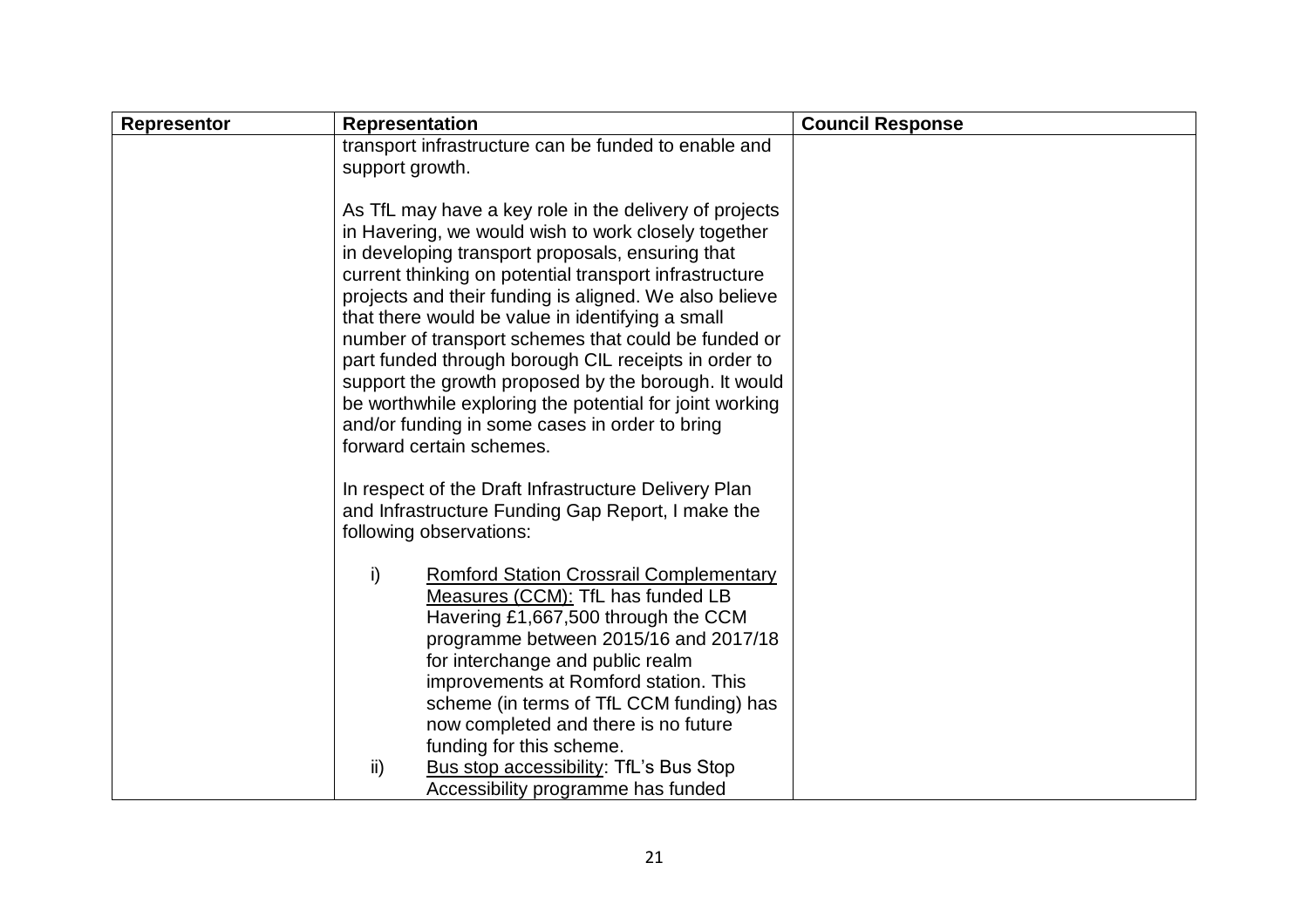| Representor | Representation | Council Response |
| --- | --- | --- |
| | transport infrastructure can be funded to enable and support growth.<br><br>As TfL may have a key role in the delivery of projects in Havering, we would wish to work closely together in developing transport proposals, ensuring that current thinking on potential transport infrastructure projects and their funding is aligned. We also believe that there would be value in identifying a small number of transport schemes that could be funded or part funded through borough CIL receipts in order to support the growth proposed by the borough. It would be worthwhile exploring the potential for joint working and/or funding in some cases in order to bring forward certain schemes.<br><br>In respect of the Draft Infrastructure Delivery Plan and Infrastructure Funding Gap Report, I make the following observations:<br><br>i) Romford Station Crossrail Complementary Measures (CCM): TfL has funded LB Havering £1,667,500 through the CCM programme between 2015/16 and 2017/18 for interchange and public realm improvements at Romford station. This scheme (in terms of TfL CCM funding) has now completed and there is no future funding for this scheme.<br>ii) Bus stop accessibility: TfL's Bus Stop Accessibility programme has funded | |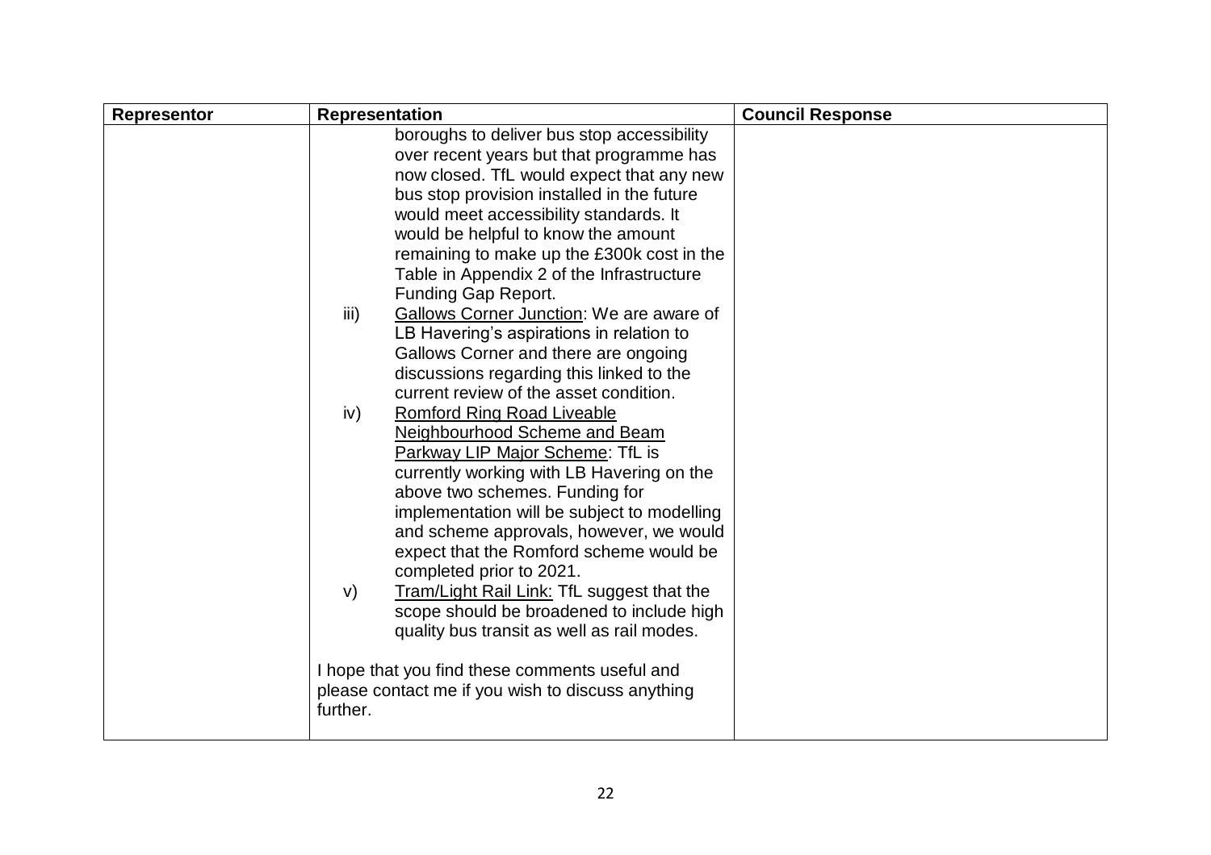| Representor | Representation | Council Response |
| --- | --- | --- |
| | boroughs to deliver bus stop accessibility over recent years but that programme has now closed. TfL would expect that any new bus stop provision installed in the future would meet accessibility standards. It would be helpful to know the amount remaining to make up the £300k cost in the Table in Appendix 2 of the Infrastructure Funding Gap Report.<br>iii) Gallows Corner Junction: We are aware of LB Havering's aspirations in relation to Gallows Corner and there are ongoing discussions regarding this linked to the current review of the asset condition.<br>iv) Romford Ring Road Liveable Neighbourhood Scheme and Beam Parkway LIP Major Scheme: TfL is currently working with LB Havering on the above two schemes. Funding for implementation will be subject to modelling and scheme approvals, however, we would expect that the Romford scheme would be completed prior to 2021.<br>v) Tram/Light Rail Link: TfL suggest that the scope should be broadened to include high quality bus transit as well as rail modes.<br><br>I hope that you find these comments useful and please contact me if you wish to discuss anything further. | |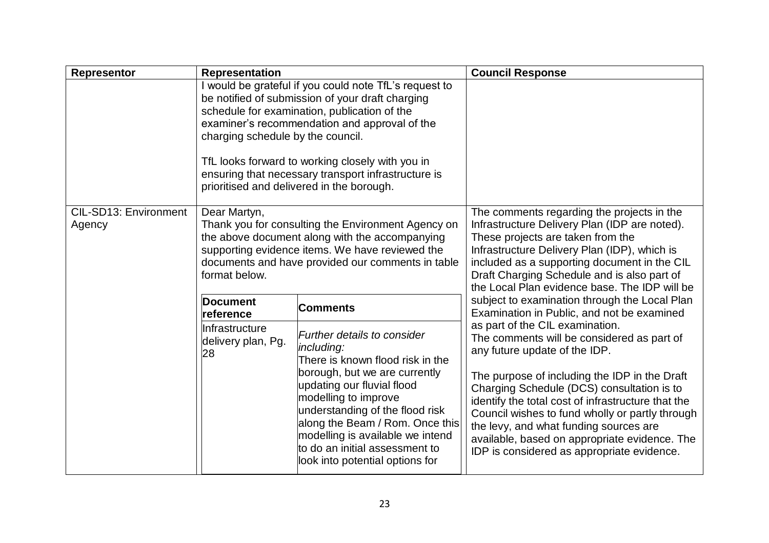| Representor | Representation | Council Response |
|---|---|---|
| | I would be grateful if you could note TfL's request to be notified of submission of your draft charging schedule for examination, publication of the examiner's recommendation and approval of the charging schedule by the council.<br><br>TfL looks forward to working closely with you in ensuring that necessary transport infrastructure is prioritised and delivered in the borough. | |
| CIL-SD13: Environment Agency | Dear Martyn,<br>Thank you for consulting the Environment Agency on the above document along with the accompanying supporting evidence items. We have reviewed the documents and have provided our comments in table format below.<br><br>**Document reference**: Infrastructure delivery plan, Pg. 28<br><br>**Comments**: *Further details to consider including:*<br>There is known flood risk in the borough, but we are currently updating our fluvial flood modelling to improve understanding of the flood risk along the Beam / Rom. Once this modelling is available we intend to do an initial assessment to look into potential options for | The comments regarding the projects in the Infrastructure Delivery Plan (IDP are noted). These projects are taken from the Infrastructure Delivery Plan (IDP), which is included as a supporting document in the CIL Draft Charging Schedule and is also part of the Local Plan evidence base. The IDP will be subject to examination through the Local Plan Examination in Public, and not be examined as part of the CIL examination.<br>The comments will be considered as part of any future update of the IDP.<br><br>The purpose of including the IDP in the Draft Charging Schedule (DCS) consultation is to identify the total cost of infrastructure that the Council wishes to fund wholly or partly through the levy, and what funding sources are available, based on appropriate evidence. The IDP is considered as appropriate evidence. |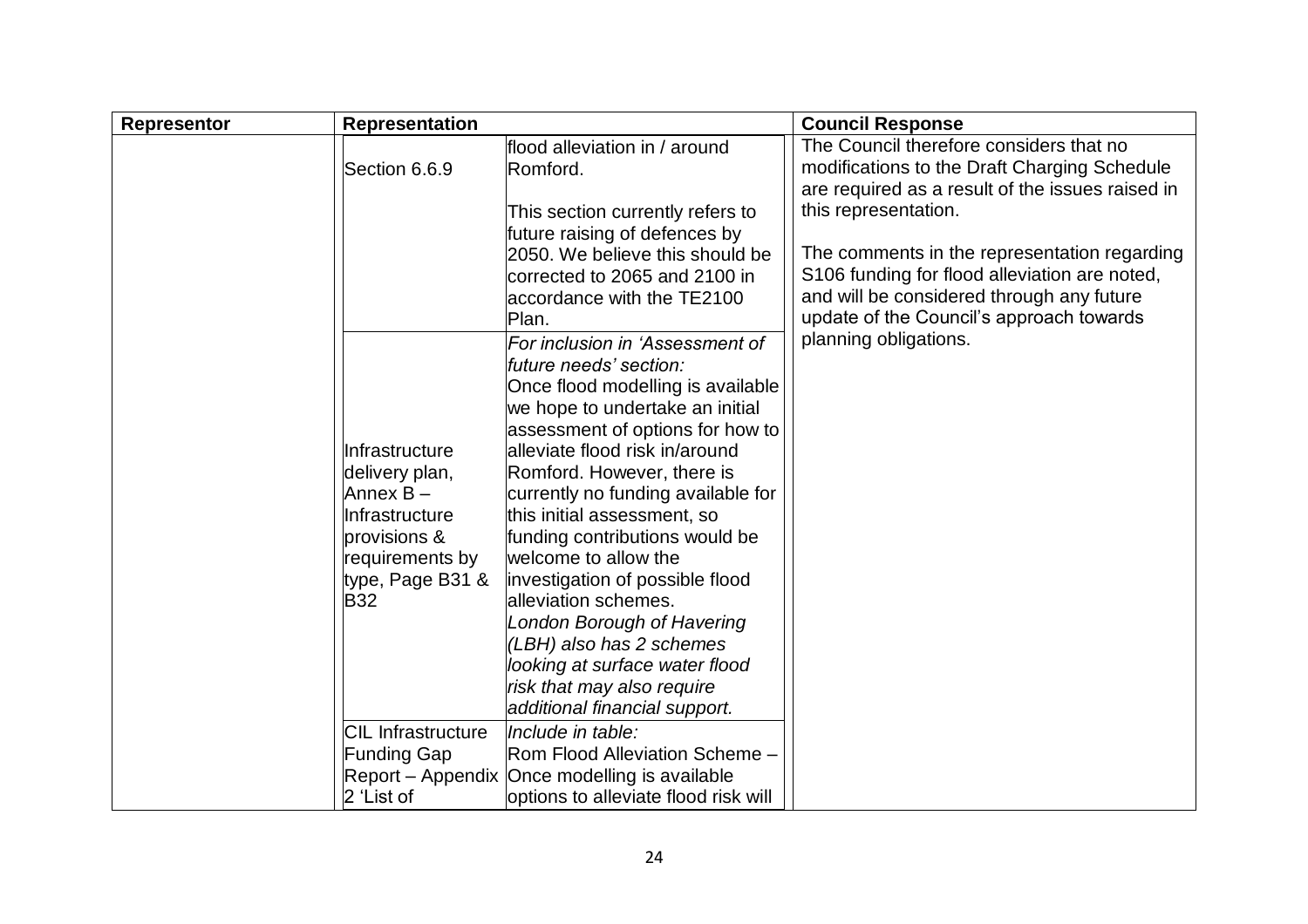| Representor | Representation | | Council Response |
|---|---|---|---|
| | Section 6.6.9 | flood alleviation in / around Romford.<br><br>This section currently refers to future raising of defences by 2050. We believe this should be corrected to 2065 and 2100 in accordance with the TE2100 Plan. | The Council therefore considers that no modifications to the Draft Charging Schedule are required as a result of the issues raised in this representation.<br><br>The comments in the representation regarding S106 funding for flood alleviation are noted, and will be considered through any future update of the Council's approach towards planning obligations. |
| | Infrastructure delivery plan, Annex B – Infrastructure provisions & requirements by type, Page B31 & B32 | *For inclusion in 'Assessment of future needs' section:*<br>Once flood modelling is available we hope to undertake an initial assessment of options for how to alleviate flood risk in/around Romford. However, there is currently no funding available for this initial assessment, so funding contributions would be welcome to allow the investigation of possible flood alleviation schemes.<br>*London Borough of Havering (LBH) also has 2 schemes looking at surface water flood risk that may also require additional financial support.* | |
| | CIL Infrastructure Funding Gap Report – Appendix 2 'List of | *Include in table:*<br>Rom Flood Alleviation Scheme – Once modelling is available options to alleviate flood risk will | |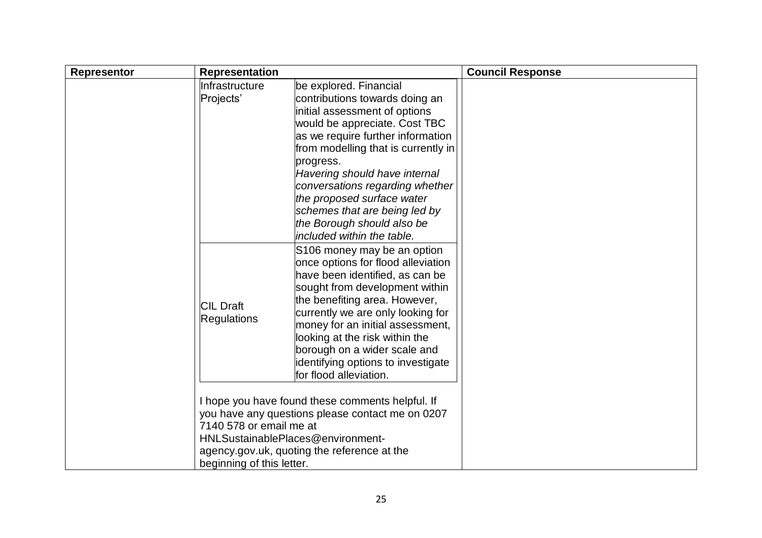| Representor | Representation | | Council Response |
|---|---|---|---|
| | Infrastructure Projects' | be explored. Financial contributions towards doing an initial assessment of options would be appreciate. Cost TBC as we require further information from modelling that is currently in progress. *Havering should have internal conversations regarding whether the proposed surface water schemes that are being led by the Borough should also be included within the table.* | |
| | CIL Draft Regulations | S106 money may be an option once options for flood alleviation have been identified, as can be sought from development within the benefiting area. However, currently we are only looking for money for an initial assessment, looking at the risk within the borough on a wider scale and identifying options to investigate for flood alleviation. | |
| | I hope you have found these comments helpful. If you have any questions please contact me on 0207 7140 578 or email me at HNLSustainablePlaces@environment-agency.gov.uk, quoting the reference at the beginning of this letter. | | |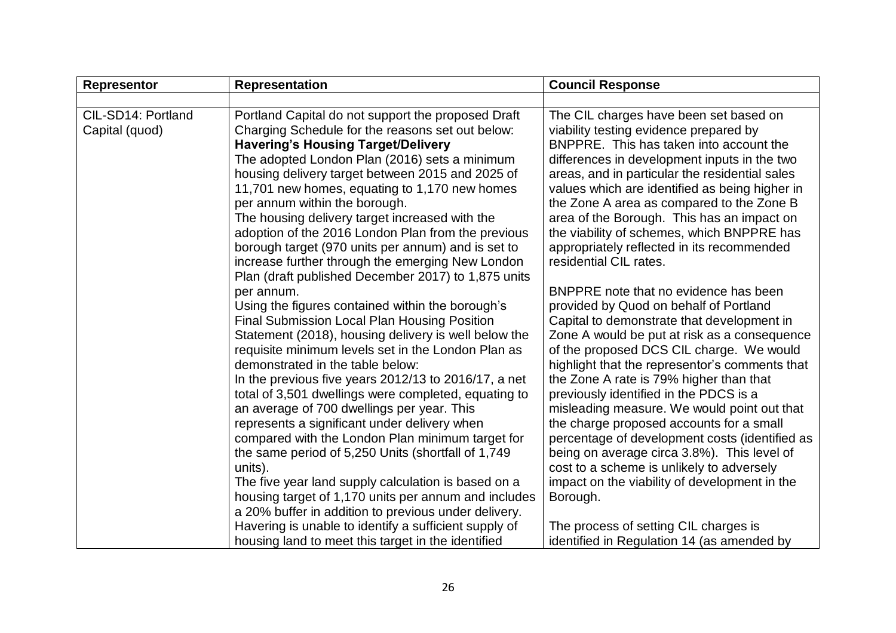| Representor | Representation | Council Response |
|---|---|---|
| | | |
| CIL-SD14: Portland Capital (quod) | Portland Capital do not support the proposed Draft Charging Schedule for the reasons set out below:<br>**Havering's Housing Target/Delivery**<br>The adopted London Plan (2016) sets a minimum housing delivery target between 2015 and 2025 of 11,701 new homes, equating to 1,170 new homes per annum within the borough.<br>The housing delivery target increased with the adoption of the 2016 London Plan from the previous borough target (970 units per annum) and is set to increase further through the emerging New London Plan (draft published December 2017) to 1,875 units per annum.<br>Using the figures contained within the borough's Final Submission Local Plan Housing Position Statement (2018), housing delivery is well below the requisite minimum levels set in the London Plan as demonstrated in the table below:<br>In the previous five years 2012/13 to 2016/17, a net total of 3,501 dwellings were completed, equating to an average of 700 dwellings per year. This represents a significant under delivery when compared with the London Plan minimum target for the same period of 5,250 Units (shortfall of 1,749 units).<br>The five year land supply calculation is based on a housing target of 1,170 units per annum and includes a 20% buffer in addition to previous under delivery. Havering is unable to identify a sufficient supply of housing land to meet this target in the identified | The CIL charges have been set based on viability testing evidence prepared by BNPPRE. This has taken into account the differences in development inputs in the two areas, and in particular the residential sales values which are identified as being higher in the Zone A area as compared to the Zone B area of the Borough. This has an impact on the viability of schemes, which BNPPRE has appropriately reflected in its recommended residential CIL rates.<br><br>BNPPRE note that no evidence has been provided by Quod on behalf of Portland Capital to demonstrate that development in Zone A would be put at risk as a consequence of the proposed DCS CIL charge. We would highlight that the representor's comments that the Zone A rate is 79% higher than that previously identified in the PDCS is a misleading measure. We would point out that the charge proposed accounts for a small percentage of development costs (identified as being on average circa 3.8%). This level of cost to a scheme is unlikely to adversely impact on the viability of development in the Borough.<br><br>The process of setting CIL charges is identified in Regulation 14 (as amended by |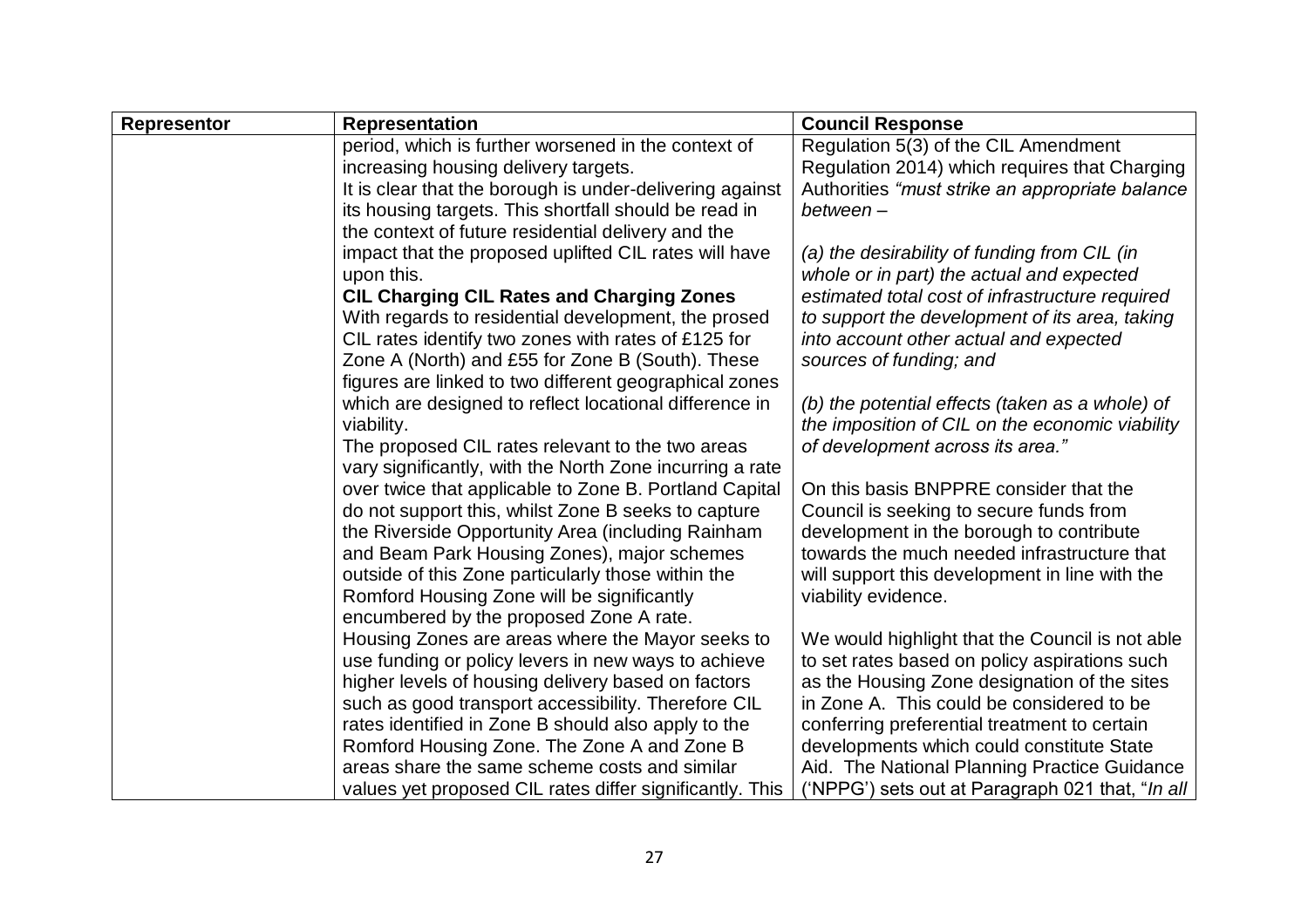| Representor | Representation | Council Response |
|---|---|---|
| | period, which is further worsened in the context of increasing housing delivery targets.<br>It is clear that the borough is under-delivering against its housing targets. This shortfall should be read in the context of future residential delivery and the impact that the proposed uplifted CIL rates will have upon this.<br>**CIL Charging CIL Rates and Charging Zones**<br>With regards to residential development, the prosed CIL rates identify two zones with rates of £125 for Zone A (North) and £55 for Zone B (South). These figures are linked to two different geographical zones which are designed to reflect locational difference in viability.<br>The proposed CIL rates relevant to the two areas vary significantly, with the North Zone incurring a rate over twice that applicable to Zone B. Portland Capital do not support this, whilst Zone B seeks to capture the Riverside Opportunity Area (including Rainham and Beam Park Housing Zones), major schemes outside of this Zone particularly those within the Romford Housing Zone will be significantly encumbered by the proposed Zone A rate.<br>Housing Zones are areas where the Mayor seeks to use funding or policy levers in new ways to achieve higher levels of housing delivery based on factors such as good transport accessibility. Therefore CIL rates identified in Zone B should also apply to the Romford Housing Zone. The Zone A and Zone B areas share the same scheme costs and similar values yet proposed CIL rates differ significantly. This | Regulation 5(3) of the CIL Amendment Regulation 2014) which requires that Charging Authorities *"must strike an appropriate balance between –*<br><br>*(a) the desirability of funding from CIL (in whole or in part) the actual and expected estimated total cost of infrastructure required to support the development of its area, taking into account other actual and expected sources of funding; and*<br><br>*(b) the potential effects (taken as a whole) of the imposition of CIL on the economic viability of development across its area."*<br><br>On this basis BNPPRE consider that the Council is seeking to secure funds from development in the borough to contribute towards the much needed infrastructure that will support this development in line with the viability evidence.<br><br>We would highlight that the Council is not able to set rates based on policy aspirations such as the Housing Zone designation of the sites in Zone A. This could be considered to be conferring preferential treatment to certain developments which could constitute State Aid. The National Planning Practice Guidance ('NPPG') sets out at Paragraph 021 that, "*In all* |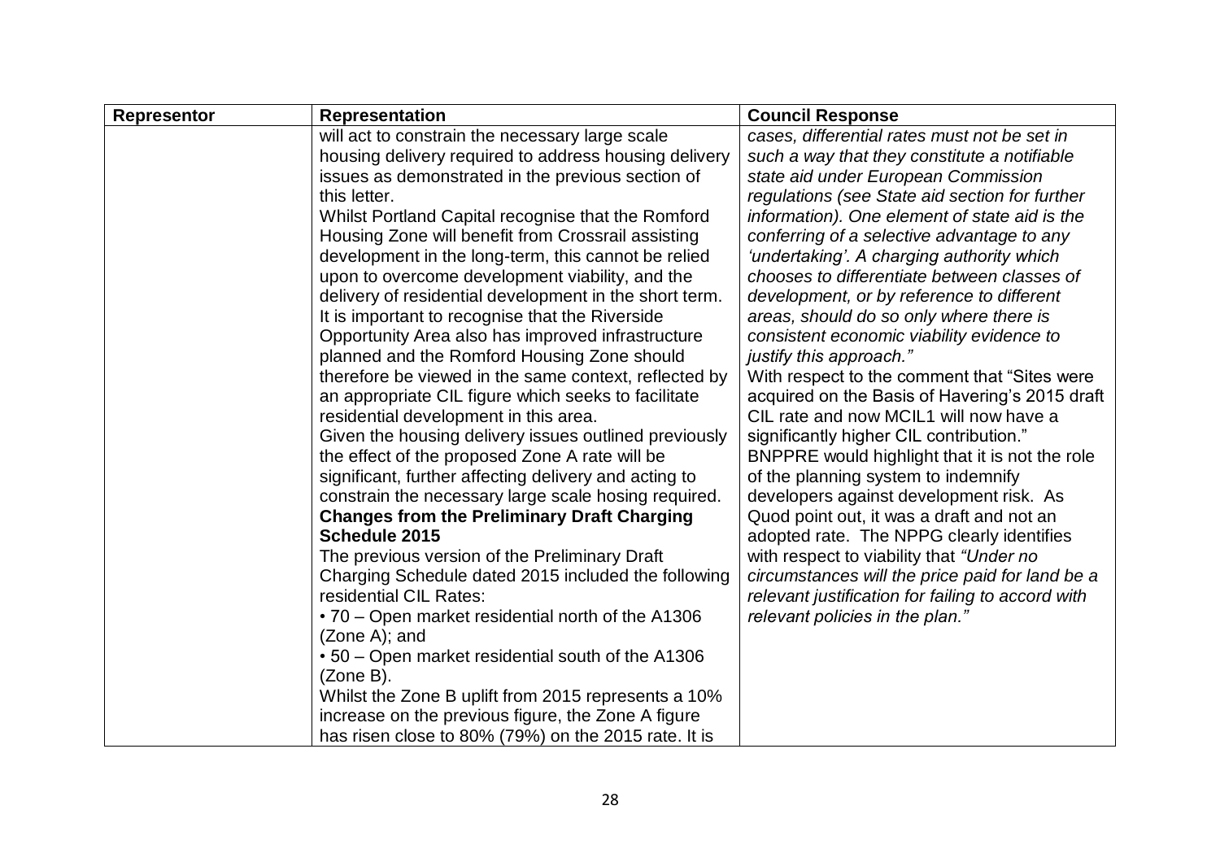| Representor | Representation | Council Response |
|---|---|---|
| | will act to constrain the necessary large scale housing delivery required to address housing delivery issues as demonstrated in the previous section of this letter.<br>Whilst Portland Capital recognise that the Romford Housing Zone will benefit from Crossrail assisting development in the long-term, this cannot be relied upon to overcome development viability, and the delivery of residential development in the short term. It is important to recognise that the Riverside Opportunity Area also has improved infrastructure planned and the Romford Housing Zone should therefore be viewed in the same context, reflected by an appropriate CIL figure which seeks to facilitate residential development in this area.<br>Given the housing delivery issues outlined previously the effect of the proposed Zone A rate will be significant, further affecting delivery and acting to constrain the necessary large scale hosing required.<br>**Changes from the Preliminary Draft Charging Schedule 2015**<br>The previous version of the Preliminary Draft Charging Schedule dated 2015 included the following residential CIL Rates:<br>• 70 – Open market residential north of the A1306 (Zone A); and<br>• 50 – Open market residential south of the A1306 (Zone B).<br>Whilst the Zone B uplift from 2015 represents a 10% increase on the previous figure, the Zone A figure has risen close to 80% (79%) on the 2015 rate. It is | *cases, differential rates must not be set in such a way that they constitute a notifiable state aid under European Commission regulations (see State aid section for further information). One element of state aid is the conferring of a selective advantage to any 'undertaking'. A charging authority which chooses to differentiate between classes of development, or by reference to different areas, should do so only where there is consistent economic viability evidence to justify this approach."*<br>With respect to the comment that "Sites were acquired on the Basis of Havering's 2015 draft CIL rate and now MCIL1 will now have a significantly higher CIL contribution."<br>BNPPRE would highlight that it is not the role of the planning system to indemnify developers against development risk. As Quod point out, it was a draft and not an adopted rate. The NPPG clearly identifies with respect to viability that *"Under no circumstances will the price paid for land be a relevant justification for failing to accord with relevant policies in the plan."* |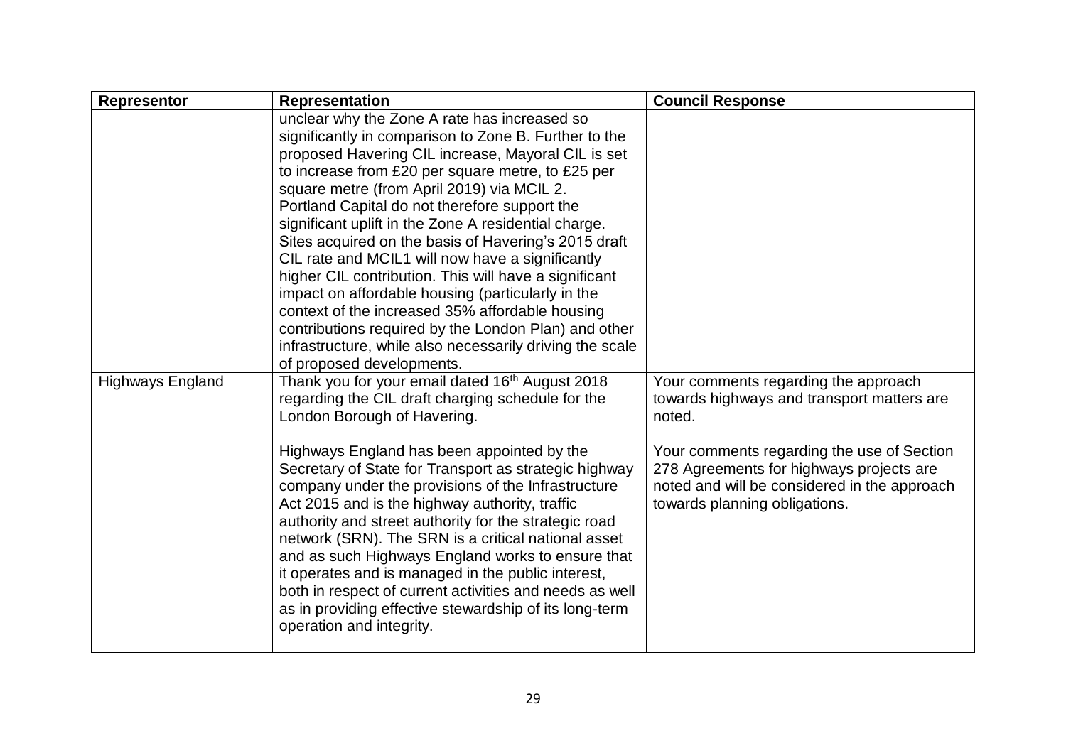| Representor | Representation | Council Response |
| --- | --- | --- |
| | unclear why the Zone A rate has increased so significantly in comparison to Zone B. Further to the proposed Havering CIL increase, Mayoral CIL is set to increase from £20 per square metre, to £25 per square metre (from April 2019) via MCIL 2. Portland Capital do not therefore support the significant uplift in the Zone A residential charge. Sites acquired on the basis of Havering's 2015 draft CIL rate and MCIL1 will now have a significantly higher CIL contribution. This will have a significant impact on affordable housing (particularly in the context of the increased 35% affordable housing contributions required by the London Plan) and other infrastructure, while also necessarily driving the scale of proposed developments. | |
| Highways England | Thank you for your email dated 16th August 2018 regarding the CIL draft charging schedule for the London Borough of Havering.<br><br>Highways England has been appointed by the Secretary of State for Transport as strategic highway company under the provisions of the Infrastructure Act 2015 and is the highway authority, traffic authority and street authority for the strategic road network (SRN). The SRN is a critical national asset and as such Highways England works to ensure that it operates and is managed in the public interest, both in respect of current activities and needs as well as in providing effective stewardship of its long-term operation and integrity. | Your comments regarding the approach towards highways and transport matters are noted.<br><br>Your comments regarding the use of Section 278 Agreements for highways projects are noted and will be considered in the approach towards planning obligations. |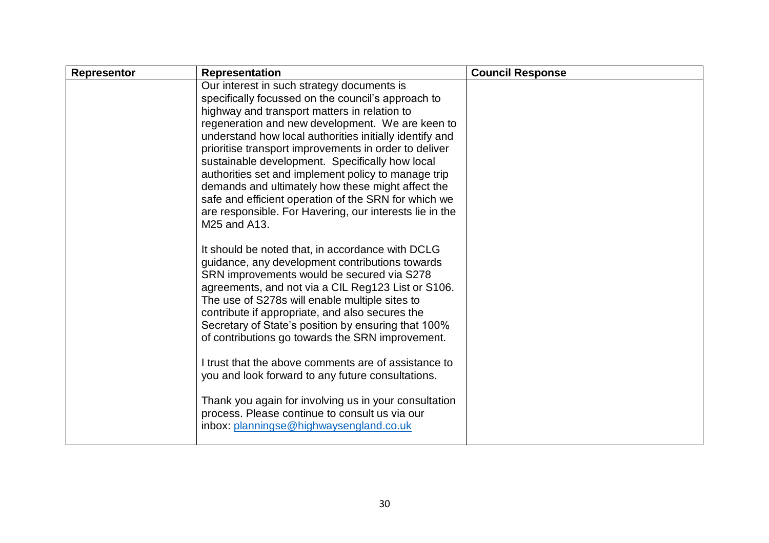| Representor | Representation | Council Response |
|---|---|---|
| | Our interest in such strategy documents is specifically focussed on the council's approach to highway and transport matters in relation to regeneration and new development. We are keen to understand how local authorities initially identify and prioritise transport improvements in order to deliver sustainable development. Specifically how local authorities set and implement policy to manage trip demands and ultimately how these might affect the safe and efficient operation of the SRN for which we are responsible. For Havering, our interests lie in the M25 and A13.<br><br>It should be noted that, in accordance with DCLG guidance, any development contributions towards SRN improvements would be secured via S278 agreements, and not via a CIL Reg123 List or S106. The use of S278s will enable multiple sites to contribute if appropriate, and also secures the Secretary of State's position by ensuring that 100% of contributions go towards the SRN improvement.<br><br>I trust that the above comments are of assistance to you and look forward to any future consultations.<br><br>Thank you again for involving us in your consultation process. Please continue to consult us via our inbox: planningse@highwaysengland.co.uk | |